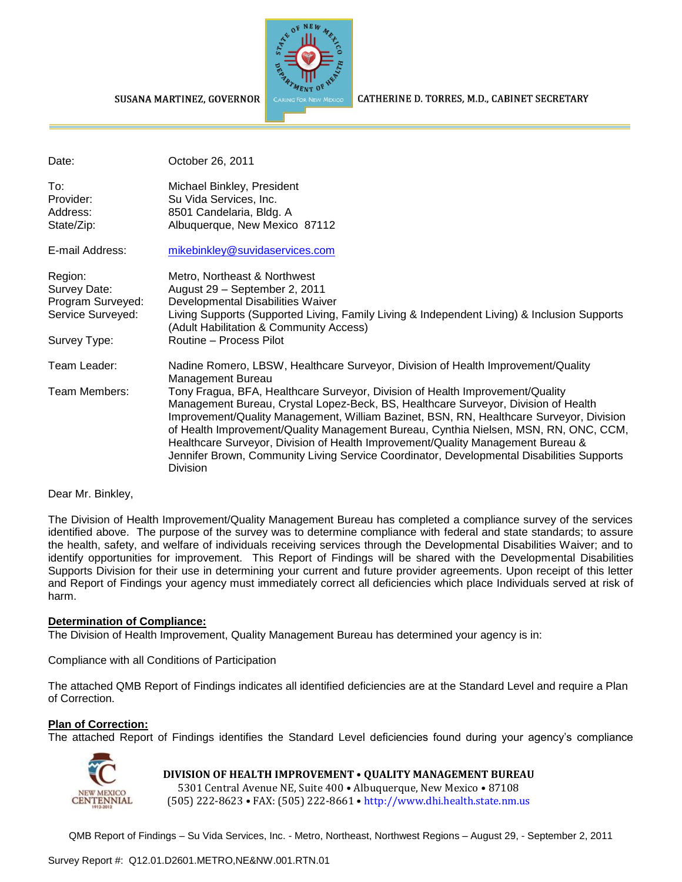SUSANA MARTINEZ, GOVERNOR

CATHERINE D. TORRES, M.D., CABINET SECRETARY

| | |
|---|---|
| Date: | October 26, 2011 |
| To: | Michael Binkley, President |
| Provider: | Su Vida Services, Inc. |
| Address: | 8501 Candelaria, Bldg. A |
| State/Zip: | Albuquerque, New Mexico 87112 |
| E-mail Address: | mikebinkley@suvidaservices.com |
| Region: | Metro, Northeast & Northwest |
| Survey Date: | August 29 – September 2, 2011 |
| Program Surveyed: | Developmental Disabilities Waiver |
| Service Surveyed: | Living Supports (Supported Living, Family Living & Independent Living) & Inclusion Supports (Adult Habilitation & Community Access) |
| Survey Type: | Routine – Process Pilot |
| Team Leader: | Nadine Romero, LBSW, Healthcare Surveyor, Division of Health Improvement/Quality Management Bureau |
| Team Members: | Tony Fragua, BFA, Healthcare Surveyor, Division of Health Improvement/Quality Management Bureau, Crystal Lopez-Beck, BS, Healthcare Surveyor, Division of Health Improvement/Quality Management, William Bazinet, BSN, RN, Healthcare Surveyor, Division of Health Improvement/Quality Management Bureau, Cynthia Nielsen, MSN, RN, ONC, CCM, Healthcare Surveyor, Division of Health Improvement/Quality Management Bureau & Jennifer Brown, Community Living Service Coordinator, Developmental Disabilities Supports Division |

Dear Mr. Binkley,

The Division of Health Improvement/Quality Management Bureau has completed a compliance survey of the services identified above. The purpose of the survey was to determine compliance with federal and state standards; to assure the health, safety, and welfare of individuals receiving services through the Developmental Disabilities Waiver; and to identify opportunities for improvement. This Report of Findings will be shared with the Developmental Disabilities Supports Division for their use in determining your current and future provider agreements. Upon receipt of this letter and Report of Findings your agency must immediately correct all deficiencies which place Individuals served at risk of harm.

**Determination of Compliance:**

The Division of Health Improvement, Quality Management Bureau has determined your agency is in:

Compliance with all Conditions of Participation

The attached QMB Report of Findings indicates all identified deficiencies are at the Standard Level and require a Plan of Correction.

**Plan of Correction:**

The attached Report of Findings identifies the Standard Level deficiencies found during your agency's compliance

**DIVISION OF HEALTH IMPROVEMENT • QUALITY MANAGEMENT BUREAU**
5301 Central Avenue NE, Suite 400 • Albuquerque, New Mexico • 87108
(505) 222-8623 • FAX: (505) 222-8661 • http://www.dhi.health.state.nm.us

Survey Report #: Q12.01.D2601.METRO,NE&NW.001.RTN.01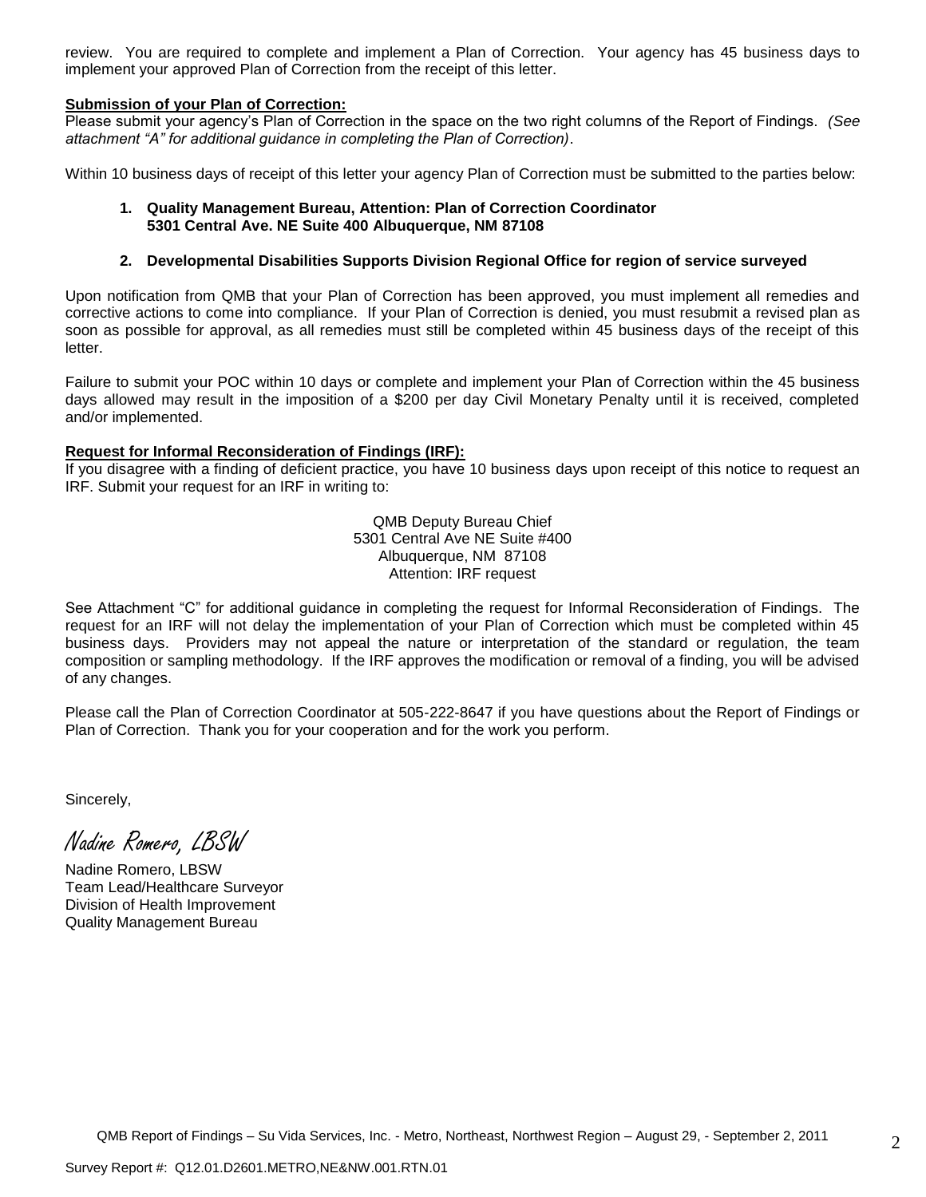review. You are required to complete and implement a Plan of Correction. Your agency has 45 business days to implement your approved Plan of Correction from the receipt of this letter.

**Submission of your Plan of Correction:**

Please submit your agency's Plan of Correction in the space on the two right columns of the Report of Findings. *(See attachment "A" for additional guidance in completing the Plan of Correction)*.

Within 10 business days of receipt of this letter your agency Plan of Correction must be submitted to the parties below:

1. **Quality Management Bureau, Attention: Plan of Correction Coordinator 5301 Central Ave. NE Suite 400 Albuquerque, NM 87108**

2. **Developmental Disabilities Supports Division Regional Office for region of service surveyed**

Upon notification from QMB that your Plan of Correction has been approved, you must implement all remedies and corrective actions to come into compliance. If your Plan of Correction is denied, you must resubmit a revised plan as soon as possible for approval, as all remedies must still be completed within 45 business days of the receipt of this letter.

Failure to submit your POC within 10 days or complete and implement your Plan of Correction within the 45 business days allowed may result in the imposition of a $200 per day Civil Monetary Penalty until it is received, completed and/or implemented.

**Request for Informal Reconsideration of Findings (IRF):**

If you disagree with a finding of deficient practice, you have 10 business days upon receipt of this notice to request an IRF. Submit your request for an IRF in writing to:

QMB Deputy Bureau Chief
5301 Central Ave NE Suite #400
Albuquerque, NM 87108
Attention: IRF request

See Attachment "C" for additional guidance in completing the request for Informal Reconsideration of Findings. The request for an IRF will not delay the implementation of your Plan of Correction which must be completed within 45 business days. Providers may not appeal the nature or interpretation of the standard or regulation, the team composition or sampling methodology. If the IRF approves the modification or removal of a finding, you will be advised of any changes.

Please call the Plan of Correction Coordinator at 505-222-8647 if you have questions about the Report of Findings or Plan of Correction. Thank you for your cooperation and for the work you perform.

Sincerely,

*Nadine Romero, LBSW*

Nadine Romero, LBSW
Team Lead/Healthcare Surveyor
Division of Health Improvement
Quality Management Bureau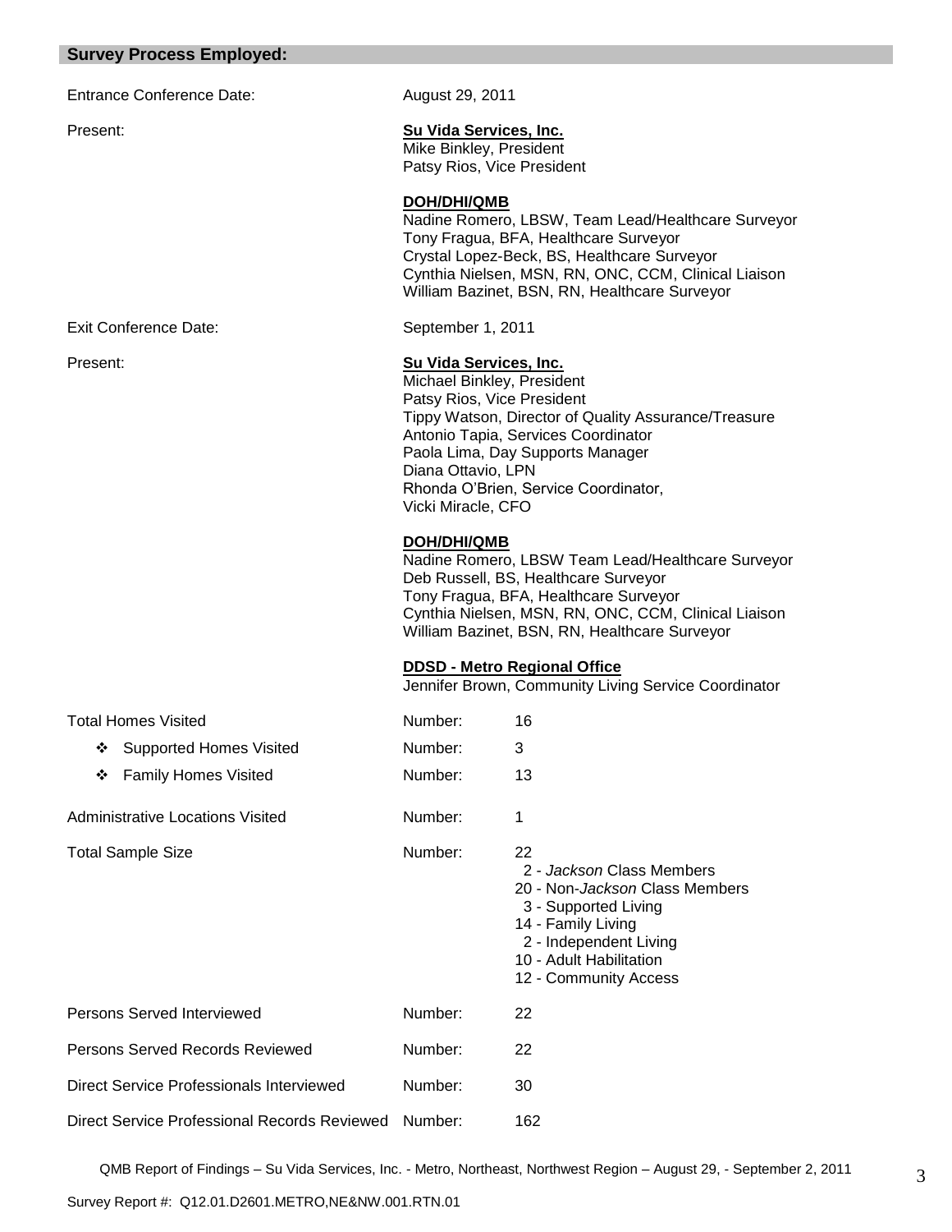## Survey Process Employed:

| | |
|---|---|
| Entrance Conference Date: | August 29, 2011 |
| Present: | **Su Vida Services, Inc.**<br>Mike Binkley, President<br>Patsy Rios, Vice President<br><br>**DOH/DHI/QMB**<br>Nadine Romero, LBSW, Team Lead/Healthcare Surveyor<br>Tony Fragua, BFA, Healthcare Surveyor<br>Crystal Lopez-Beck, BS, Healthcare Surveyor<br>Cynthia Nielsen, MSN, RN, ONC, CCM, Clinical Liaison<br>William Bazinet, BSN, RN, Healthcare Surveyor |
| Exit Conference Date: | September 1, 2011 |
| Present: | **Su Vida Services, Inc.**<br>Michael Binkley, President<br>Patsy Rios, Vice President<br>Tippy Watson, Director of Quality Assurance/Treasure<br>Antonio Tapia, Services Coordinator<br>Paola Lima, Day Supports Manager<br>Diana Ottavio, LPN<br>Rhonda O'Brien, Service Coordinator,<br>Vicki Miracle, CFO<br><br>**DOH/DHI/QMB**<br>Nadine Romero, LBSW Team Lead/Healthcare Surveyor<br>Deb Russell, BS, Healthcare Surveyor<br>Tony Fragua, BFA, Healthcare Surveyor<br>Cynthia Nielsen, MSN, RN, ONC, CCM, Clinical Liaison<br>William Bazinet, BSN, RN, Healthcare Surveyor<br><br>**DDSD - Metro Regional Office**<br>Jennifer Brown, Community Living Service Coordinator |

| | | |
|---|---|---|
| Total Homes Visited | Number: | 16 |
| ❖ Supported Homes Visited | Number: | 3 |
| ❖ Family Homes Visited | Number: | 13 |
| Administrative Locations Visited | Number: | 1 |
| Total Sample Size | Number: | 22<br>2 - *Jackson* Class Members<br>20 - Non-*Jackson* Class Members<br>3 - Supported Living<br>14 - Family Living<br>2 - Independent Living<br>10 - Adult Habilitation<br>12 - Community Access |
| Persons Served Interviewed | Number: | 22 |
| Persons Served Records Reviewed | Number: | 22 |
| Direct Service Professionals Interviewed | Number: | 30 |
| Direct Service Professional Records Reviewed | Number: | 162 |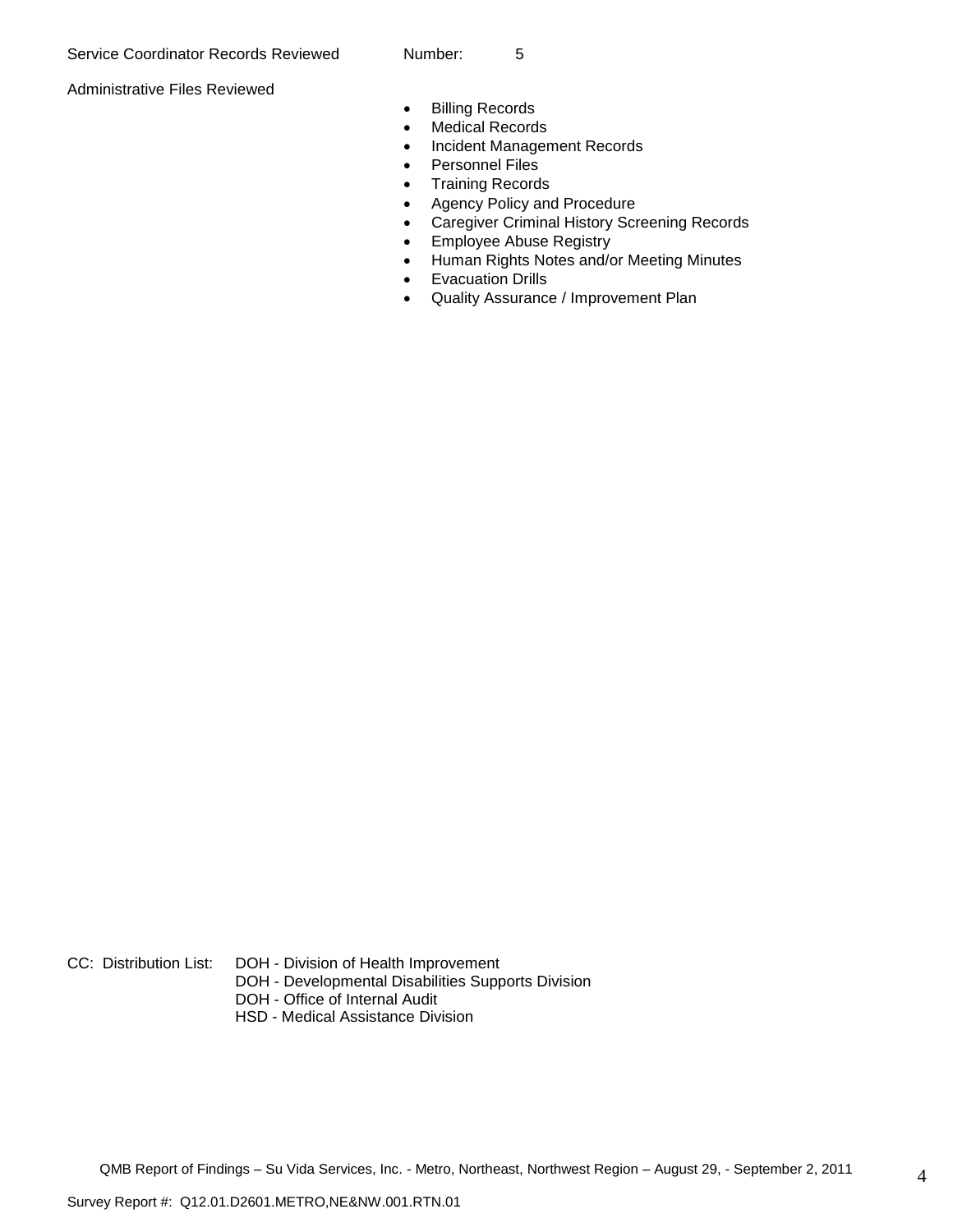Service Coordinator Records Reviewed Number: 5

Administrative Files Reviewed

- Billing Records
- Medical Records
- Incident Management Records
- Personnel Files
- Training Records
- Agency Policy and Procedure
- Caregiver Criminal History Screening Records
- Employee Abuse Registry
- Human Rights Notes and/or Meeting Minutes
- Evacuation Drills
- Quality Assurance / Improvement Plan

CC: Distribution List: DOH - Division of Health Improvement
DOH - Developmental Disabilities Supports Division
DOH - Office of Internal Audit
HSD - Medical Assistance Division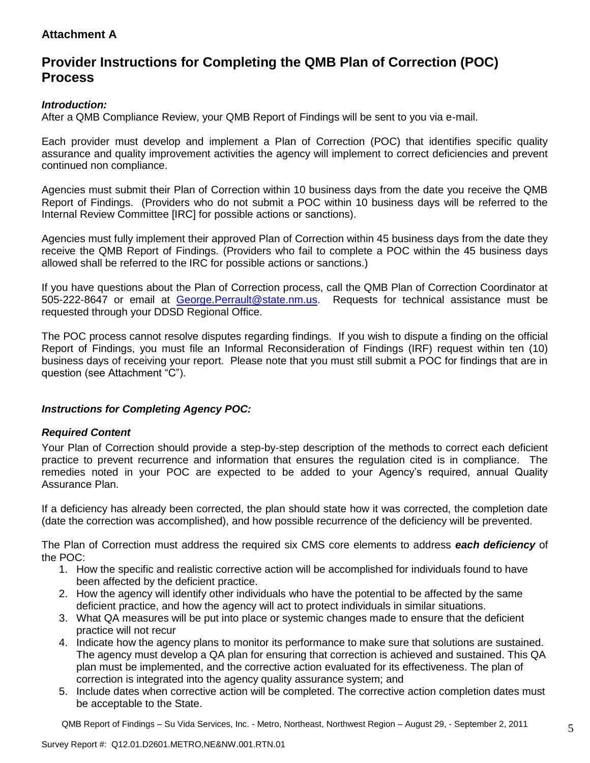**Attachment A**

## Provider Instructions for Completing the QMB Plan of Correction (POC) Process

***Introduction:***
After a QMB Compliance Review, your QMB Report of Findings will be sent to you via e-mail.

Each provider must develop and implement a Plan of Correction (POC) that identifies specific quality assurance and quality improvement activities the agency will implement to correct deficiencies and prevent continued non compliance.

Agencies must submit their Plan of Correction within 10 business days from the date you receive the QMB Report of Findings. (Providers who do not submit a POC within 10 business days will be referred to the Internal Review Committee [IRC] for possible actions or sanctions).

Agencies must fully implement their approved Plan of Correction within 45 business days from the date they receive the QMB Report of Findings. (Providers who fail to complete a POC within the 45 business days allowed shall be referred to the IRC for possible actions or sanctions.)

If you have questions about the Plan of Correction process, call the QMB Plan of Correction Coordinator at 505-222-8647 or email at George.Perrault@state.nm.us. Requests for technical assistance must be requested through your DDSD Regional Office.

The POC process cannot resolve disputes regarding findings. If you wish to dispute a finding on the official Report of Findings, you must file an Informal Reconsideration of Findings (IRF) request within ten (10) business days of receiving your report. Please note that you must still submit a POC for findings that are in question (see Attachment "C").

***Instructions for Completing Agency POC:***

***Required Content***

Your Plan of Correction should provide a step-by-step description of the methods to correct each deficient practice to prevent recurrence and information that ensures the regulation cited is in compliance. The remedies noted in your POC are expected to be added to your Agency's required, annual Quality Assurance Plan.

If a deficiency has already been corrected, the plan should state how it was corrected, the completion date (date the correction was accomplished), and how possible recurrence of the deficiency will be prevented.

The Plan of Correction must address the required six CMS core elements to address ***each deficiency*** of the POC:

1. How the specific and realistic corrective action will be accomplished for individuals found to have been affected by the deficient practice.
2. How the agency will identify other individuals who have the potential to be affected by the same deficient practice, and how the agency will act to protect individuals in similar situations.
3. What QA measures will be put into place or systemic changes made to ensure that the deficient practice will not recur
4. Indicate how the agency plans to monitor its performance to make sure that solutions are sustained. The agency must develop a QA plan for ensuring that correction is achieved and sustained. This QA plan must be implemented, and the corrective action evaluated for its effectiveness. The plan of correction is integrated into the agency quality assurance system; and
5. Include dates when corrective action will be completed. The corrective action completion dates must be acceptable to the State.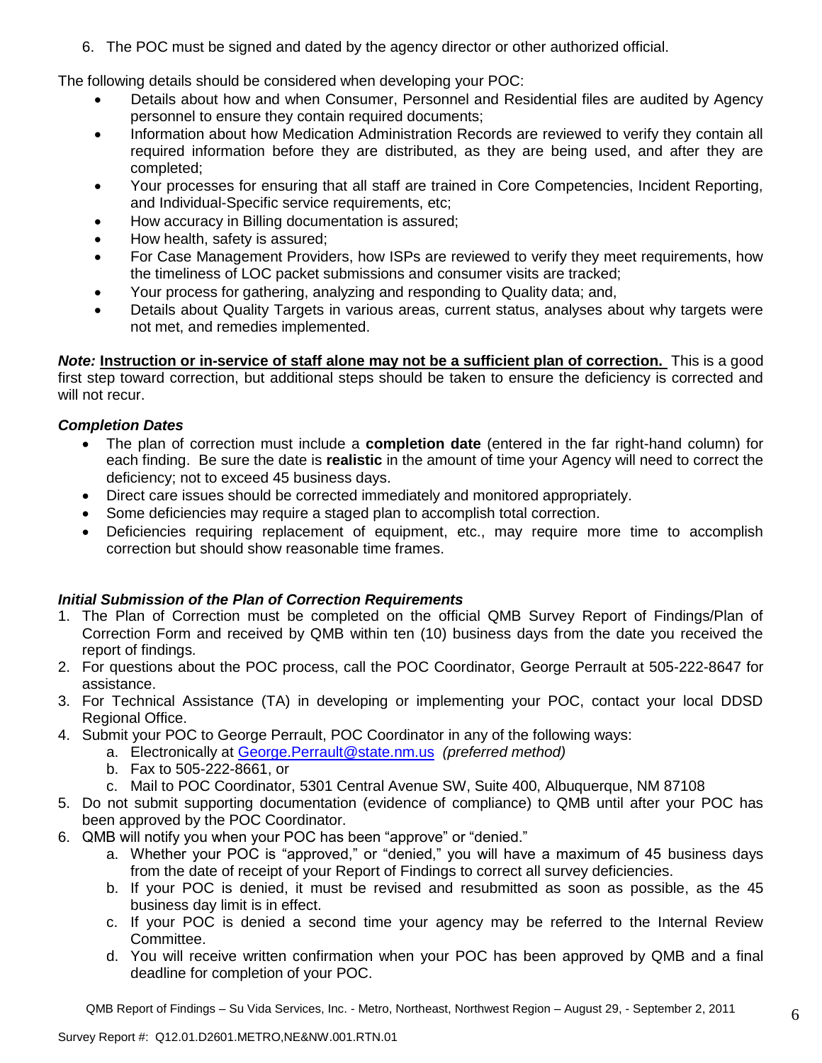6. The POC must be signed and dated by the agency director or other authorized official.

The following details should be considered when developing your POC:

- Details about how and when Consumer, Personnel and Residential files are audited by Agency personnel to ensure they contain required documents;
- Information about how Medication Administration Records are reviewed to verify they contain all required information before they are distributed, as they are being used, and after they are completed;
- Your processes for ensuring that all staff are trained in Core Competencies, Incident Reporting, and Individual-Specific service requirements, etc;
- How accuracy in Billing documentation is assured;
- How health, safety is assured;
- For Case Management Providers, how ISPs are reviewed to verify they meet requirements, how the timeliness of LOC packet submissions and consumer visits are tracked;
- Your process for gathering, analyzing and responding to Quality data; and,
- Details about Quality Targets in various areas, current status, analyses about why targets were not met, and remedies implemented.

***Note:*** **<u>Instruction or in-service of staff alone may not be a sufficient plan of correction.</u>** This is a good first step toward correction, but additional steps should be taken to ensure the deficiency is corrected and will not recur.

***Completion Dates***

- The plan of correction must include a **completion date** (entered in the far right-hand column) for each finding. Be sure the date is **realistic** in the amount of time your Agency will need to correct the deficiency; not to exceed 45 business days.
- Direct care issues should be corrected immediately and monitored appropriately.
- Some deficiencies may require a staged plan to accomplish total correction.
- Deficiencies requiring replacement of equipment, etc., may require more time to accomplish correction but should show reasonable time frames.

***Initial Submission of the Plan of Correction Requirements***

1. The Plan of Correction must be completed on the official QMB Survey Report of Findings/Plan of Correction Form and received by QMB within ten (10) business days from the date you received the report of findings.
2. For questions about the POC process, call the POC Coordinator, George Perrault at 505-222-8647 for assistance.
3. For Technical Assistance (TA) in developing or implementing your POC, contact your local DDSD Regional Office.
4. Submit your POC to George Perrault, POC Coordinator in any of the following ways:
   a. Electronically at George.Perrault@state.nm.us *(preferred method)*
   b. Fax to 505-222-8661, or
   c. Mail to POC Coordinator, 5301 Central Avenue SW, Suite 400, Albuquerque, NM 87108
5. Do not submit supporting documentation (evidence of compliance) to QMB until after your POC has been approved by the POC Coordinator.
6. QMB will notify you when your POC has been "approve" or "denied."
   a. Whether your POC is "approved," or "denied," you will have a maximum of 45 business days from the date of receipt of your Report of Findings to correct all survey deficiencies.
   b. If your POC is denied, it must be revised and resubmitted as soon as possible, as the 45 business day limit is in effect.
   c. If your POC is denied a second time your agency may be referred to the Internal Review Committee.
   d. You will receive written confirmation when your POC has been approved by QMB and a final deadline for completion of your POC.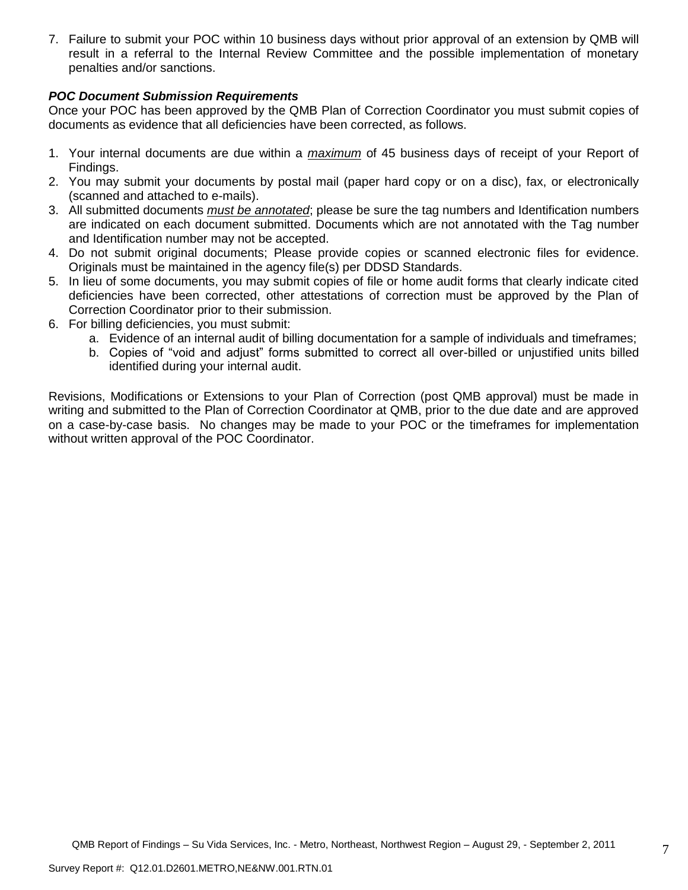7. Failure to submit your POC within 10 business days without prior approval of an extension by QMB will result in a referral to the Internal Review Committee and the possible implementation of monetary penalties and/or sanctions.

***POC Document Submission Requirements***

Once your POC has been approved by the QMB Plan of Correction Coordinator you must submit copies of documents as evidence that all deficiencies have been corrected, as follows.

1. Your internal documents are due within a ***maximum*** of 45 business days of receipt of your Report of Findings.
2. You may submit your documents by postal mail (paper hard copy or on a disc), fax, or electronically (scanned and attached to e-mails).
3. All submitted documents ***must be annotated***; please be sure the tag numbers and Identification numbers are indicated on each document submitted. Documents which are not annotated with the Tag number and Identification number may not be accepted.
4. Do not submit original documents; Please provide copies or scanned electronic files for evidence. Originals must be maintained in the agency file(s) per DDSD Standards.
5. In lieu of some documents, you may submit copies of file or home audit forms that clearly indicate cited deficiencies have been corrected, other attestations of correction must be approved by the Plan of Correction Coordinator prior to their submission.
6. For billing deficiencies, you must submit:
   a. Evidence of an internal audit of billing documentation for a sample of individuals and timeframes;
   b. Copies of "void and adjust" forms submitted to correct all over-billed or unjustified units billed identified during your internal audit.

Revisions, Modifications or Extensions to your Plan of Correction (post QMB approval) must be made in writing and submitted to the Plan of Correction Coordinator at QMB, prior to the due date and are approved on a case-by-case basis. No changes may be made to your POC or the timeframes for implementation without written approval of the POC Coordinator.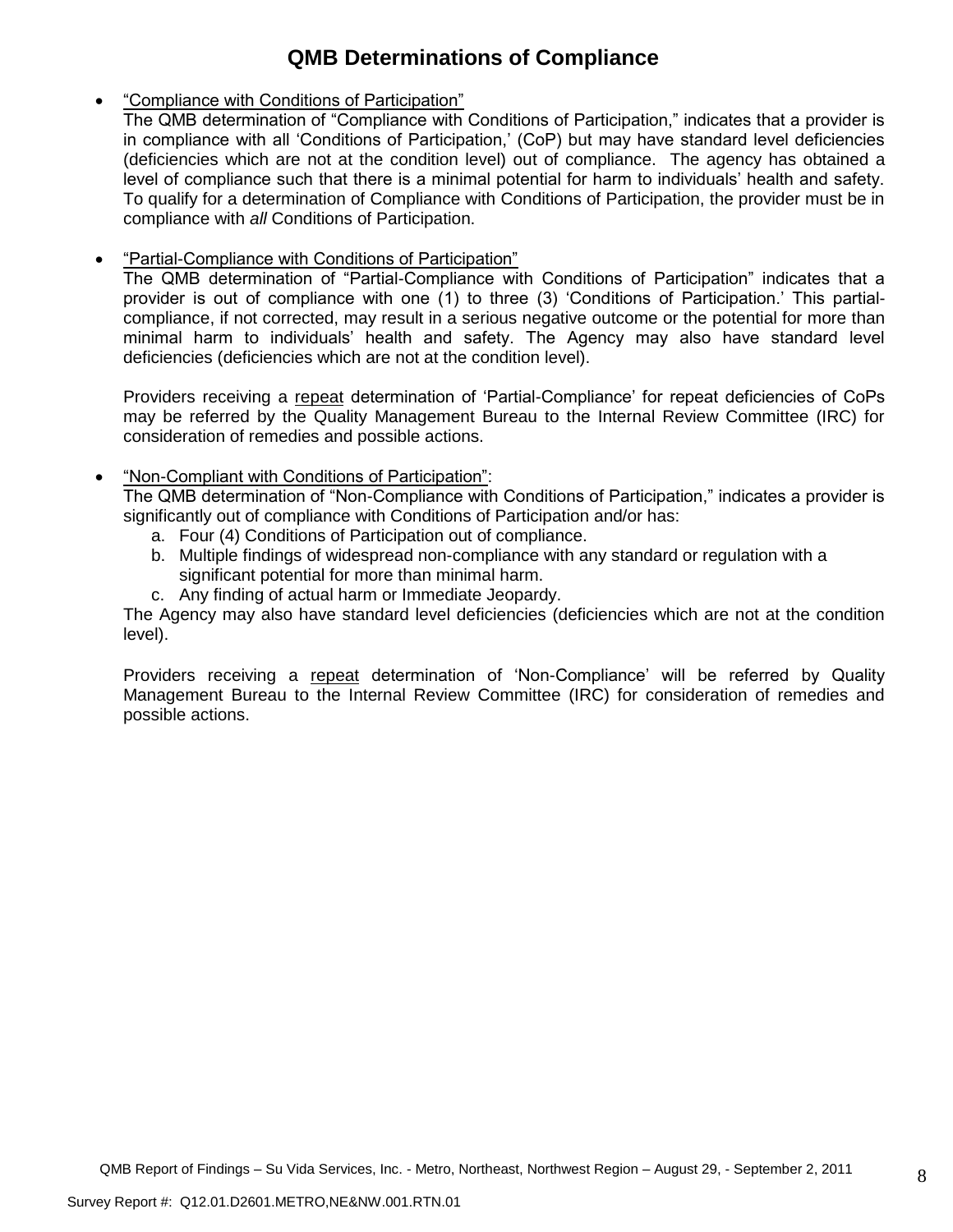# QMB Determinations of Compliance

- "Compliance with Conditions of Participation"
  The QMB determination of "Compliance with Conditions of Participation," indicates that a provider is in compliance with all 'Conditions of Participation,' (CoP) but may have standard level deficiencies (deficiencies which are not at the condition level) out of compliance. The agency has obtained a level of compliance such that there is a minimal potential for harm to individuals' health and safety. To qualify for a determination of Compliance with Conditions of Participation, the provider must be in compliance with *all* Conditions of Participation.

- "Partial-Compliance with Conditions of Participation"
  The QMB determination of "Partial-Compliance with Conditions of Participation" indicates that a provider is out of compliance with one (1) to three (3) 'Conditions of Participation.' This partial-compliance, if not corrected, may result in a serious negative outcome or the potential for more than minimal harm to individuals' health and safety. The Agency may also have standard level deficiencies (deficiencies which are not at the condition level).

  Providers receiving a repeat determination of 'Partial-Compliance' for repeat deficiencies of CoPs may be referred by the Quality Management Bureau to the Internal Review Committee (IRC) for consideration of remedies and possible actions.

- "Non-Compliant with Conditions of Participation":
  The QMB determination of "Non-Compliance with Conditions of Participation," indicates a provider is significantly out of compliance with Conditions of Participation and/or has:
  a. Four (4) Conditions of Participation out of compliance.
  b. Multiple findings of widespread non-compliance with any standard or regulation with a significant potential for more than minimal harm.
  c. Any finding of actual harm or Immediate Jeopardy.

  The Agency may also have standard level deficiencies (deficiencies which are not at the condition level).

  Providers receiving a repeat determination of 'Non-Compliance' will be referred by Quality Management Bureau to the Internal Review Committee (IRC) for consideration of remedies and possible actions.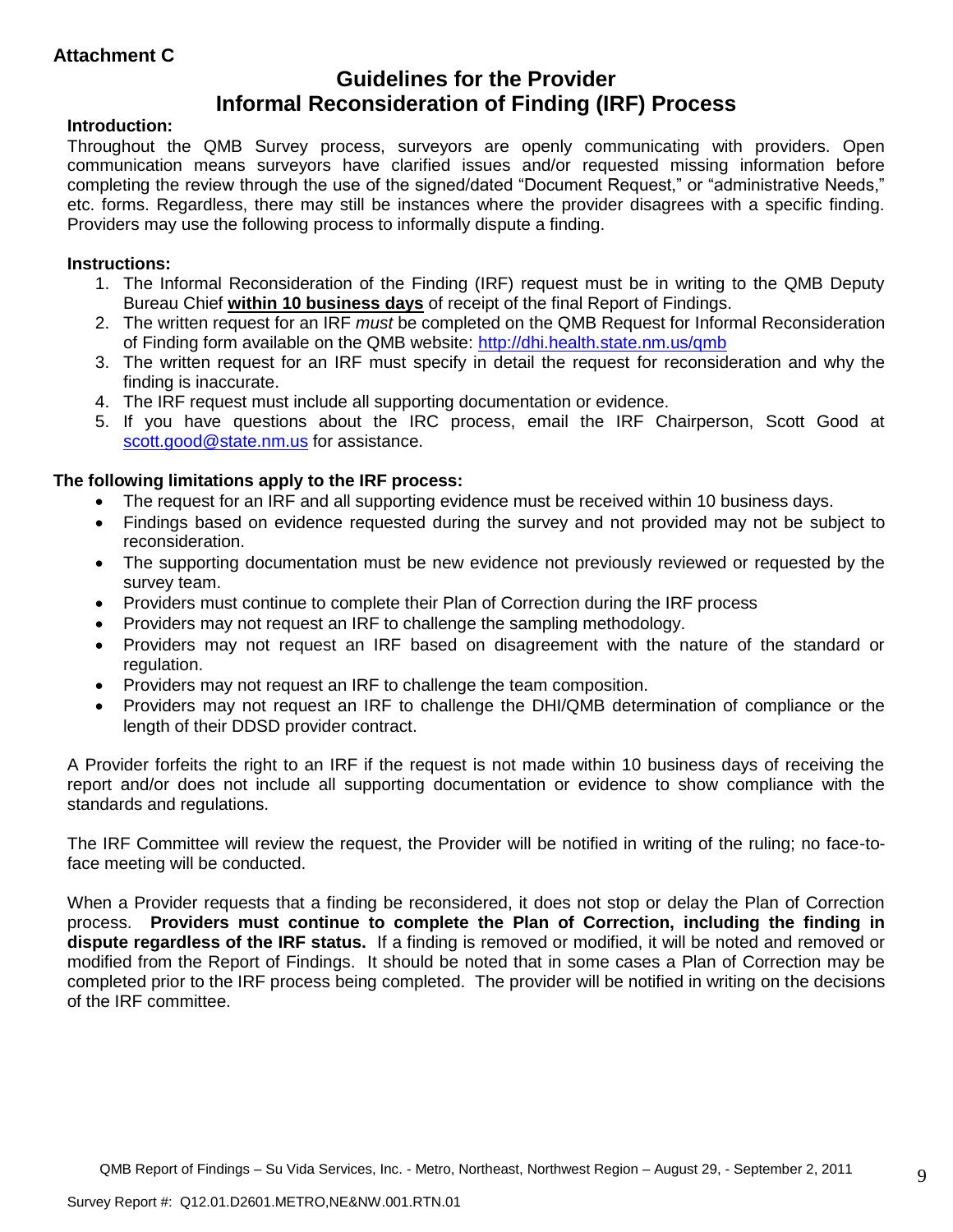**Attachment C**

# Guidelines for the Provider Informal Reconsideration of Finding (IRF) Process

**Introduction:**

Throughout the QMB Survey process, surveyors are openly communicating with providers. Open communication means surveyors have clarified issues and/or requested missing information before completing the review through the use of the signed/dated "Document Request," or "administrative Needs," etc. forms. Regardless, there may still be instances where the provider disagrees with a specific finding. Providers may use the following process to informally dispute a finding.

**Instructions:**

1. The Informal Reconsideration of the Finding (IRF) request must be in writing to the QMB Deputy Bureau Chief **within 10 business days** of receipt of the final Report of Findings.
2. The written request for an IRF *must* be completed on the QMB Request for Informal Reconsideration of Finding form available on the QMB website: http://dhi.health.state.nm.us/qmb
3. The written request for an IRF must specify in detail the request for reconsideration and why the finding is inaccurate.
4. The IRF request must include all supporting documentation or evidence.
5. If you have questions about the IRC process, email the IRF Chairperson, Scott Good at scott.good@state.nm.us for assistance.

**The following limitations apply to the IRF process:**

- The request for an IRF and all supporting evidence must be received within 10 business days.
- Findings based on evidence requested during the survey and not provided may not be subject to reconsideration.
- The supporting documentation must be new evidence not previously reviewed or requested by the survey team.
- Providers must continue to complete their Plan of Correction during the IRF process
- Providers may not request an IRF to challenge the sampling methodology.
- Providers may not request an IRF based on disagreement with the nature of the standard or regulation.
- Providers may not request an IRF to challenge the team composition.
- Providers may not request an IRF to challenge the DHI/QMB determination of compliance or the length of their DDSD provider contract.

A Provider forfeits the right to an IRF if the request is not made within 10 business days of receiving the report and/or does not include all supporting documentation or evidence to show compliance with the standards and regulations.

The IRF Committee will review the request, the Provider will be notified in writing of the ruling; no face-to-face meeting will be conducted.

When a Provider requests that a finding be reconsidered, it does not stop or delay the Plan of Correction process. **Providers must continue to complete the Plan of Correction, including the finding in dispute regardless of the IRF status.** If a finding is removed or modified, it will be noted and removed or modified from the Report of Findings. It should be noted that in some cases a Plan of Correction may be completed prior to the IRF process being completed. The provider will be notified in writing on the decisions of the IRF committee.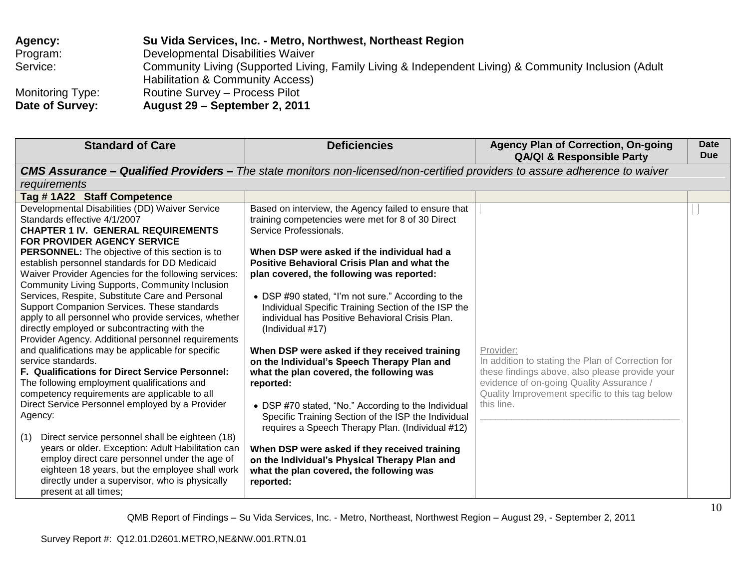**Agency:** **Su Vida Services, Inc. - Metro, Northwest, Northeast Region**
Program: Developmental Disabilities Waiver
Service: Community Living (Supported Living, Family Living & Independent Living) & Community Inclusion (Adult Habilitation & Community Access)
Monitoring Type: Routine Survey – Process Pilot
**Date of Survey:** **August 29 – September 2, 2011**

| Standard of Care | Deficiencies | Agency Plan of Correction, On-going QA/QI & Responsible Party | Date Due |
|---|---|---|---|
| ***CMS Assurance – Qualified Providers –*** *The state monitors non-licensed/non-certified providers to assure adherence to waiver requirements* | | | |
| **Tag # 1A22 Staff Competence** | | | |
| Developmental Disabilities (DD) Waiver Service Standards effective 4/1/2007<br>**CHAPTER 1 IV. GENERAL REQUIREMENTS FOR PROVIDER AGENCY SERVICE PERSONNEL:** The objective of this section is to establish personnel standards for DD Medicaid Waiver Provider Agencies for the following services: Community Living Supports, Community Inclusion Services, Respite, Substitute Care and Personal Support Companion Services. These standards apply to all personnel who provide services, whether directly employed or subcontracting with the Provider Agency. Additional personnel requirements and qualifications may be applicable for specific service standards.<br>**F. Qualifications for Direct Service Personnel:** The following employment qualifications and competency requirements are applicable to all Direct Service Personnel employed by a Provider Agency:<br><br>(1) Direct service personnel shall be eighteen (18) years or older. Exception: Adult Habilitation can employ direct care personnel under the age of eighteen 18 years, but the employee shall work directly under a supervisor, who is physically present at all times; | Based on interview, the Agency failed to ensure that training competencies were met for 8 of 30 Direct Service Professionals.<br><br>**When DSP were asked if the individual had a Positive Behavioral Crisis Plan and what the plan covered, the following was reported:**<br><br>• DSP #90 stated, "I'm not sure." According to the Individual Specific Training Section of the ISP the individual has Positive Behavioral Crisis Plan. (Individual #17)<br><br>**When DSP were asked if they received training on the Individual's Speech Therapy Plan and what the plan covered, the following was reported:**<br><br>• DSP #70 stated, "No." According to the Individual Specific Training Section of the ISP the Individual requires a Speech Therapy Plan. (Individual #12)<br><br>**When DSP were asked if they received training on the Individual's Physical Therapy Plan and what the plan covered, the following was reported:** | Provider:<br>In addition to stating the Plan of Correction for these findings above, also please provide your evidence of on-going Quality Assurance / Quality Improvement specific to this tag below this line.<br>\_\_\_\_\_\_\_\_\_\_\_\_\_\_\_\_\_\_\_\_\_\_\_\_\_\_\_\_\_\_\_\_\_\_\_\_\_\_\_\_\_ | |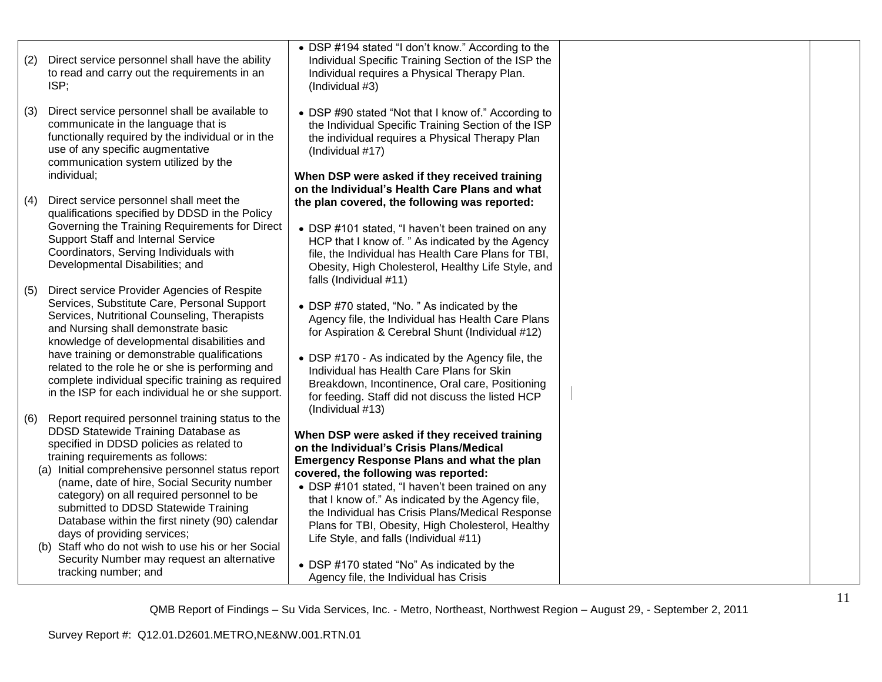| | | | |
|---|---|---|---|
| (2) Direct service personnel shall have the ability to read and carry out the requirements in an ISP;<br><br>(3) Direct service personnel shall be available to communicate in the language that is functionally required by the individual or in the use of any specific augmentative communication system utilized by the individual;<br><br>(4) Direct service personnel shall meet the qualifications specified by DDSD in the Policy Governing the Training Requirements for Direct Support Staff and Internal Service Coordinators, Serving Individuals with Developmental Disabilities; and<br><br>(5) Direct service Provider Agencies of Respite Services, Substitute Care, Personal Support Services, Nutritional Counseling, Therapists and Nursing shall demonstrate basic knowledge of developmental disabilities and have training or demonstrable qualifications related to the role he or she is performing and complete individual specific training as required in the ISP for each individual he or she support.<br><br>(6) Report required personnel training status to the DDSD Statewide Training Database as specified in DDSD policies as related to training requirements as follows:<br>(a) Initial comprehensive personnel status report (name, date of hire, Social Security number category) on all required personnel to be submitted to DDSD Statewide Training Database within the first ninety (90) calendar days of providing services;<br>(b) Staff who do not wish to use his or her Social Security Number may request an alternative tracking number; and | • DSP #194 stated "I don't know." According to the Individual Specific Training Section of the ISP the Individual requires a Physical Therapy Plan. (Individual #3)<br><br>• DSP #90 stated "Not that I know of." According to the Individual Specific Training Section of the ISP the individual requires a Physical Therapy Plan (Individual #17)<br><br>**When DSP were asked if they received training on the Individual's Health Care Plans and what the plan covered, the following was reported:**<br><br>• DSP #101 stated, "I haven't been trained on any HCP that I know of. " As indicated by the Agency file, the Individual has Health Care Plans for TBI, Obesity, High Cholesterol, Healthy Life Style, and falls (Individual #11)<br><br>• DSP #70 stated, "No. " As indicated by the Agency file, the Individual has Health Care Plans for Aspiration & Cerebral Shunt (Individual #12)<br><br>• DSP #170 - As indicated by the Agency file, the Individual has Health Care Plans for Skin Breakdown, Incontinence, Oral care, Positioning for feeding. Staff did not discuss the listed HCP (Individual #13)<br><br>**When DSP were asked if they received training on the Individual's Crisis Plans/Medical Emergency Response Plans and what the plan covered, the following was reported:**<br>• DSP #101 stated, "I haven't been trained on any that I know of." As indicated by the Agency file, the Individual has Crisis Plans/Medical Response Plans for TBI, Obesity, High Cholesterol, Healthy Life Style, and falls (Individual #11)<br><br>• DSP #170 stated "No" As indicated by the Agency file, the Individual has Crisis | | |

QMB Report of Findings – Su Vida Services, Inc. - Metro, Northeast, Northwest Region – August 29, - September 2, 2011

Survey Report #: Q12.01.D2601.METRO,NE&NW.001.RTN.01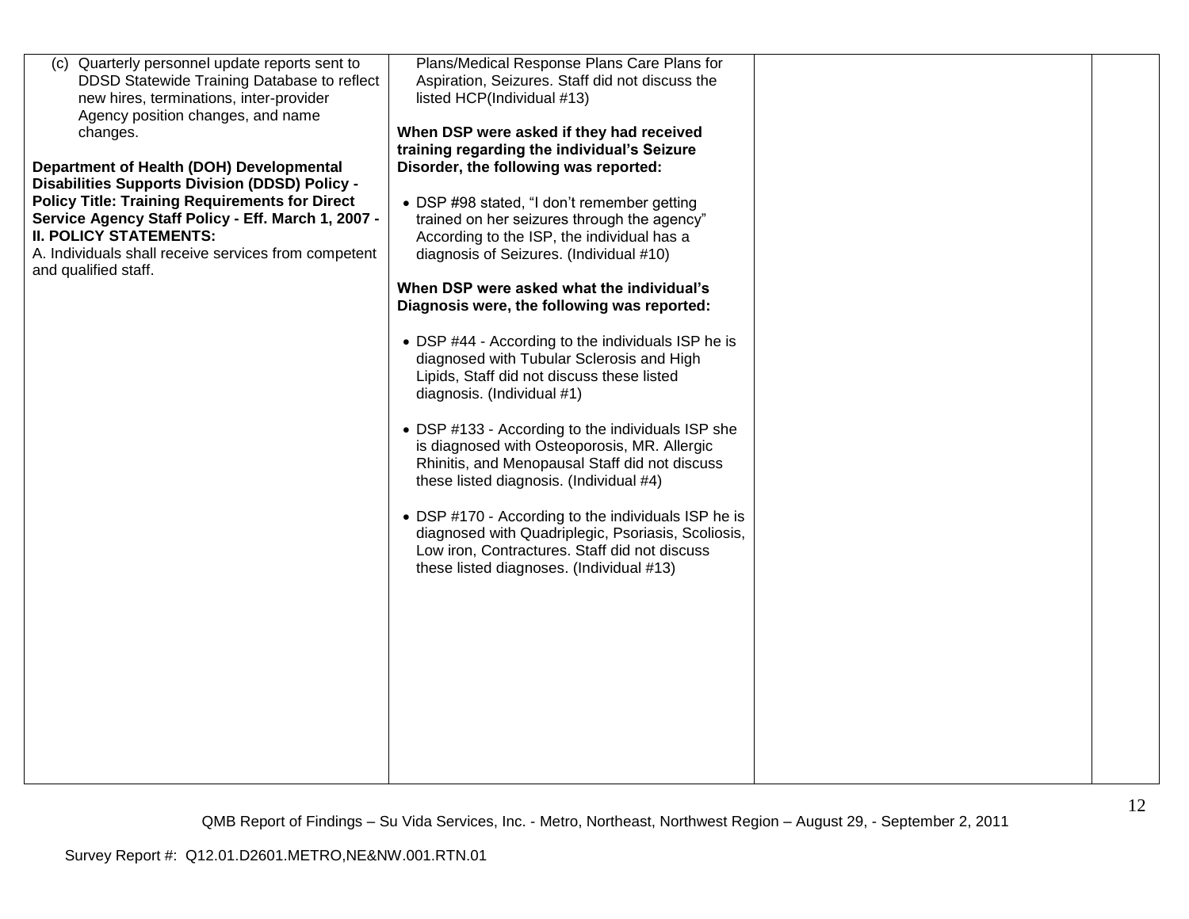| | | | |
|---|---|---|---|
| (c) Quarterly personnel update reports sent to DDSD Statewide Training Database to reflect new hires, terminations, inter-provider Agency position changes, and name changes.<br><br>**Department of Health (DOH) Developmental Disabilities Supports Division (DDSD) Policy - Policy Title: Training Requirements for Direct Service Agency Staff Policy - Eff. March 1, 2007 - II. POLICY STATEMENTS:**<br>A. Individuals shall receive services from competent and qualified staff. | Plans/Medical Response Plans Care Plans for Aspiration, Seizures. Staff did not discuss the listed HCP(Individual #13)<br><br>**When DSP were asked if they had received training regarding the individual's Seizure Disorder, the following was reported:**<br><br>• DSP #98 stated, "I don't remember getting trained on her seizures through the agency" According to the ISP, the individual has a diagnosis of Seizures. (Individual #10)<br><br>**When DSP were asked what the individual's Diagnosis were, the following was reported:**<br><br>• DSP #44 - According to the individuals ISP he is diagnosed with Tubular Sclerosis and High Lipids, Staff did not discuss these listed diagnosis. (Individual #1)<br><br>• DSP #133 - According to the individuals ISP she is diagnosed with Osteoporosis, MR. Allergic Rhinitis, and Menopausal Staff did not discuss these listed diagnosis. (Individual #4)<br><br>• DSP #170 - According to the individuals ISP he is diagnosed with Quadriplegic, Psoriasis, Scoliosis, Low iron, Contractures. Staff did not discuss these listed diagnoses. (Individual #13) | | |

QMB Report of Findings – Su Vida Services, Inc. - Metro, Northeast, Northwest Region – August 29, - September 2, 2011

Survey Report #: Q12.01.D2601.METRO,NE&NW.001.RTN.01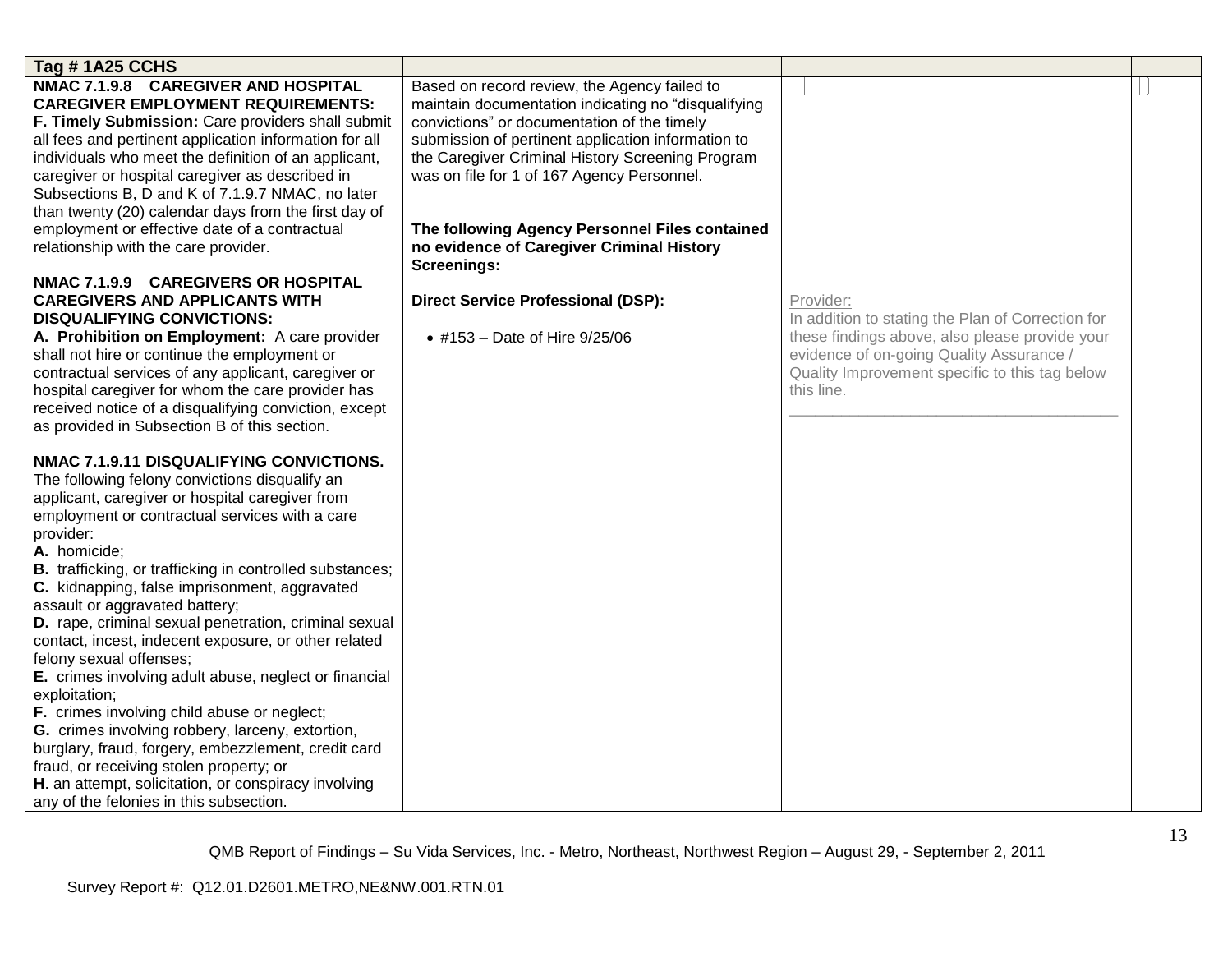| **Tag # 1A25 CCHS** | | | |
|---|---|---|---|
| **NMAC 7.1.9.8 CAREGIVER AND HOSPITAL CAREGIVER EMPLOYMENT REQUIREMENTS:**<br>**F. Timely Submission:** Care providers shall submit all fees and pertinent application information for all individuals who meet the definition of an applicant, caregiver or hospital caregiver as described in Subsections B, D and K of 7.1.9.7 NMAC, no later than twenty (20) calendar days from the first day of employment or effective date of a contractual relationship with the care provider.<br><br>**NMAC 7.1.9.9 CAREGIVERS OR HOSPITAL CAREGIVERS AND APPLICANTS WITH DISQUALIFYING CONVICTIONS:**<br>**A. Prohibition on Employment:** A care provider shall not hire or continue the employment or contractual services of any applicant, caregiver or hospital caregiver for whom the care provider has received notice of a disqualifying conviction, except as provided in Subsection B of this section.<br><br>**NMAC 7.1.9.11 DISQUALIFYING CONVICTIONS.** The following felony convictions disqualify an applicant, caregiver or hospital caregiver from employment or contractual services with a care provider:<br>**A.** homicide;<br>**B.** trafficking, or trafficking in controlled substances;<br>**C.** kidnapping, false imprisonment, aggravated assault or aggravated battery;<br>**D.** rape, criminal sexual penetration, criminal sexual contact, incest, indecent exposure, or other related felony sexual offenses;<br>**E.** crimes involving adult abuse, neglect or financial exploitation;<br>**F.** crimes involving child abuse or neglect;<br>**G.** crimes involving robbery, larceny, extortion, burglary, fraud, forgery, embezzlement, credit card fraud, or receiving stolen property; or<br>**H**. an attempt, solicitation, or conspiracy involving any of the felonies in this subsection. | Based on record review, the Agency failed to maintain documentation indicating no "disqualifying convictions" or documentation of the timely submission of pertinent application information to the Caregiver Criminal History Screening Program was on file for 1 of 167 Agency Personnel.<br><br>**The following Agency Personnel Files contained no evidence of Caregiver Criminal History Screenings:**<br><br>**Direct Service Professional (DSP):**<br><br>• #153 – Date of Hire 9/25/06 | Provider:<br>In addition to stating the Plan of Correction for these findings above, also please provide your evidence of on-going Quality Assurance / Quality Improvement specific to this tag below this line.<br>\_\_\_\_\_\_\_\_\_\_\_\_\_\_\_\_\_\_\_\_\_\_\_\_\_\_\_\_\_\_\_\_\_\_\_\_\_\_\_\_ | |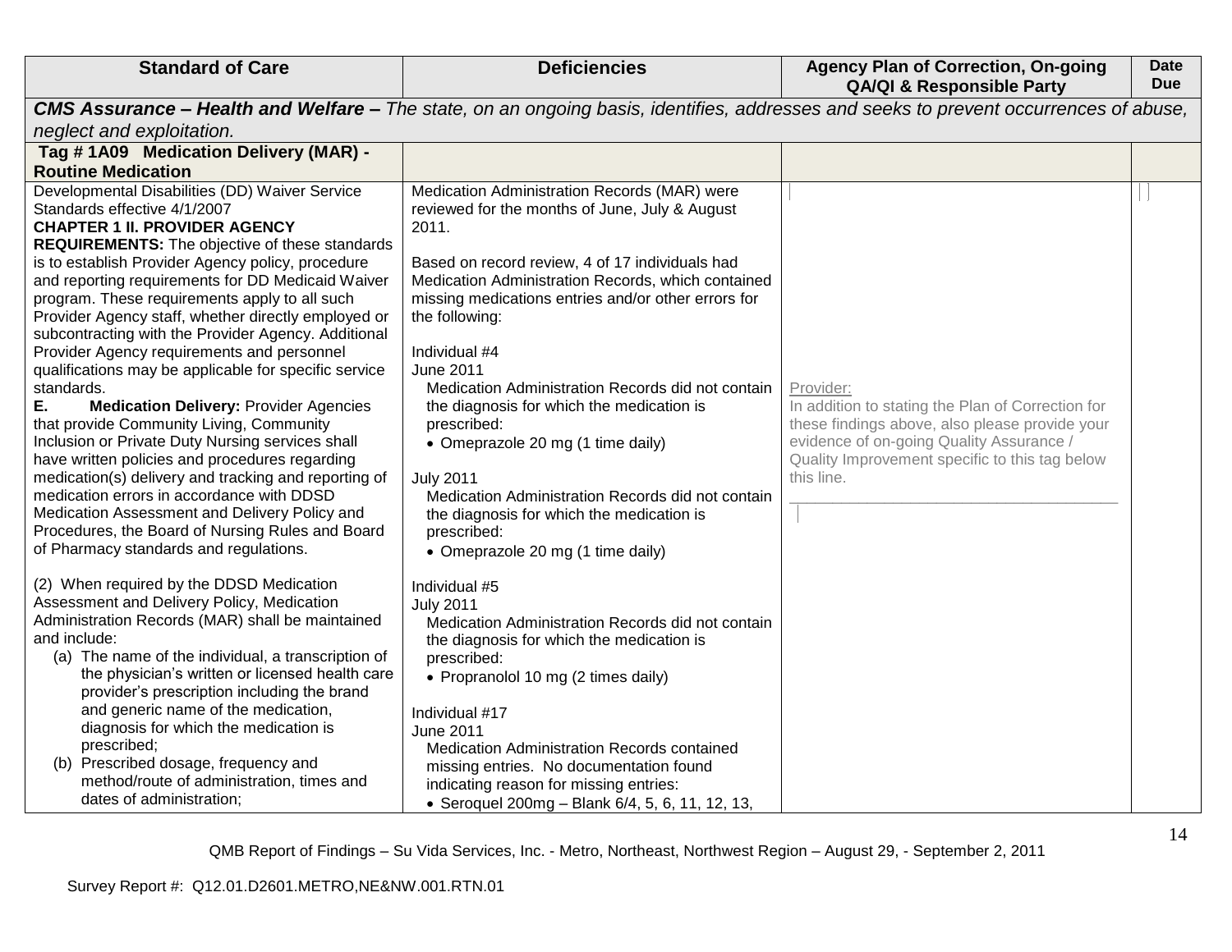| Standard of Care | Deficiencies | Agency Plan of Correction, On-going QA/QI & Responsible Party | Date Due |
|---|---|---|---|
| ***CMS Assurance – Health and Welfare –*** *The state, on an ongoing basis, identifies, addresses and seeks to prevent occurrences of abuse, neglect and exploitation.* | | | |
| **Tag # 1A09 Medication Delivery (MAR) - Routine Medication** | | | |
| Developmental Disabilities (DD) Waiver Service Standards effective 4/1/2007<br>**CHAPTER 1 II. PROVIDER AGENCY REQUIREMENTS:** The objective of these standards is to establish Provider Agency policy, procedure and reporting requirements for DD Medicaid Waiver program. These requirements apply to all such Provider Agency staff, whether directly employed or subcontracting with the Provider Agency. Additional Provider Agency requirements and personnel qualifications may be applicable for specific service standards.<br>**E. Medication Delivery:** Provider Agencies that provide Community Living, Community Inclusion or Private Duty Nursing services shall have written policies and procedures regarding medication(s) delivery and tracking and reporting of medication errors in accordance with DDSD Medication Assessment and Delivery Policy and Procedures, the Board of Nursing Rules and Board of Pharmacy standards and regulations.<br><br>(2) When required by the DDSD Medication Assessment and Delivery Policy, Medication Administration Records (MAR) shall be maintained and include:<br>(a) The name of the individual, a transcription of the physician's written or licensed health care provider's prescription including the brand and generic name of the medication, diagnosis for which the medication is prescribed;<br>(b) Prescribed dosage, frequency and method/route of administration, times and dates of administration; | Medication Administration Records (MAR) were reviewed for the months of June, July & August 2011.<br><br>Based on record review, 4 of 17 individuals had Medication Administration Records, which contained missing medications entries and/or other errors for the following:<br><br>Individual #4<br>June 2011<br>Medication Administration Records did not contain the diagnosis for which the medication is prescribed:<br>• Omeprazole 20 mg (1 time daily)<br><br>July 2011<br>Medication Administration Records did not contain the diagnosis for which the medication is prescribed:<br>• Omeprazole 20 mg (1 time daily)<br><br>Individual #5<br>July 2011<br>Medication Administration Records did not contain the diagnosis for which the medication is prescribed:<br>• Propranolol 10 mg (2 times daily)<br><br>Individual #17<br>June 2011<br>Medication Administration Records contained missing entries. No documentation found indicating reason for missing entries:<br>• Seroquel 200mg – Blank 6/4, 5, 6, 11, 12, 13, | Provider:<br>In addition to stating the Plan of Correction for these findings above, also please provide your evidence of on-going Quality Assurance / Quality Improvement specific to this tag below this line.<br>\_\_\_\_\_\_\_\_\_\_\_\_\_\_\_\_\_\_\_\_\_\_\_\_\_\_\_\_\_\_\_\_\_\_\_\_\_\_\_\_ | |

QMB Report of Findings – Su Vida Services, Inc. - Metro, Northeast, Northwest Region – August 29, - September 2, 2011

Survey Report #: Q12.01.D2601.METRO,NE&NW.001.RTN.01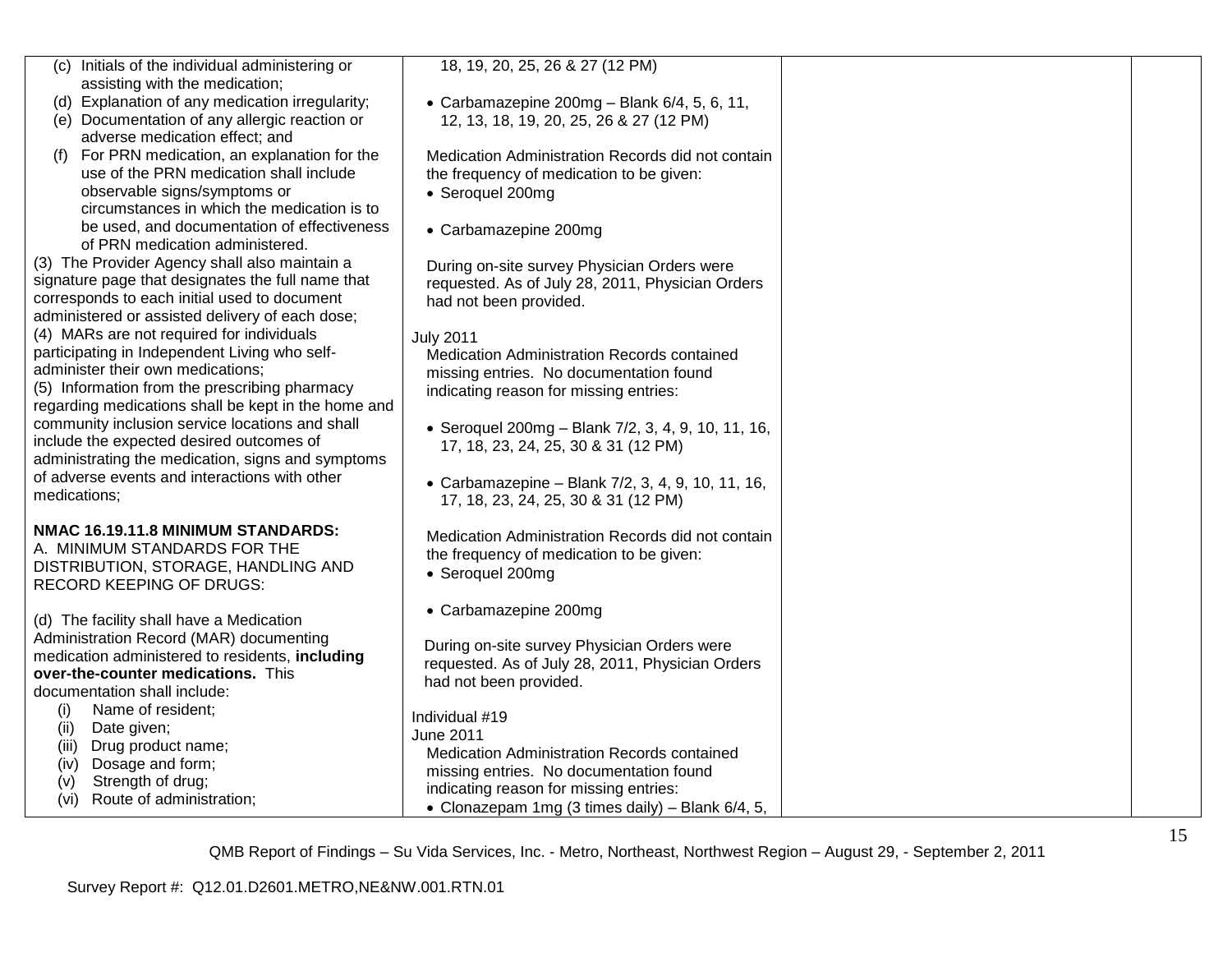| | | | |
|---|---|---|---|
| (c) Initials of the individual administering or assisting with the medication;<br>(d) Explanation of any medication irregularity;<br>(e) Documentation of any allergic reaction or adverse medication effect; and<br>(f) For PRN medication, an explanation for the use of the PRN medication shall include observable signs/symptoms or circumstances in which the medication is to be used, and documentation of effectiveness of PRN medication administered.<br>(3) The Provider Agency shall also maintain a signature page that designates the full name that corresponds to each initial used to document administered or assisted delivery of each dose;<br>(4) MARs are not required for individuals participating in Independent Living who self-administer their own medications;<br>(5) Information from the prescribing pharmacy regarding medications shall be kept in the home and community inclusion service locations and shall include the expected desired outcomes of administrating the medication, signs and symptoms of adverse events and interactions with other medications;<br><br>**NMAC 16.19.11.8 MINIMUM STANDARDS:**<br>A. MINIMUM STANDARDS FOR THE DISTRIBUTION, STORAGE, HANDLING AND RECORD KEEPING OF DRUGS:<br><br>(d) The facility shall have a Medication Administration Record (MAR) documenting medication administered to residents, **including over-the-counter medications.** This documentation shall include:<br>(i) Name of resident;<br>(ii) Date given;<br>(iii) Drug product name;<br>(iv) Dosage and form;<br>(v) Strength of drug;<br>(vi) Route of administration; | 18, 19, 20, 25, 26 & 27 (12 PM)<br><br>• Carbamazepine 200mg – Blank 6/4, 5, 6, 11, 12, 13, 18, 19, 20, 25, 26 & 27 (12 PM)<br><br>Medication Administration Records did not contain the frequency of medication to be given:<br>• Seroquel 200mg<br><br>• Carbamazepine 200mg<br><br>During on-site survey Physician Orders were requested. As of July 28, 2011, Physician Orders had not been provided.<br><br>July 2011<br>Medication Administration Records contained missing entries. No documentation found indicating reason for missing entries:<br><br>• Seroquel 200mg – Blank 7/2, 3, 4, 9, 10, 11, 16, 17, 18, 23, 24, 25, 30 & 31 (12 PM)<br><br>• Carbamazepine – Blank 7/2, 3, 4, 9, 10, 11, 16, 17, 18, 23, 24, 25, 30 & 31 (12 PM)<br><br>Medication Administration Records did not contain the frequency of medication to be given:<br>• Seroquel 200mg<br><br>• Carbamazepine 200mg<br><br>During on-site survey Physician Orders were requested. As of July 28, 2011, Physician Orders had not been provided.<br><br>Individual #19<br>June 2011<br>Medication Administration Records contained missing entries. No documentation found indicating reason for missing entries:<br>• Clonazepam 1mg (3 times daily) – Blank 6/4, 5, | | |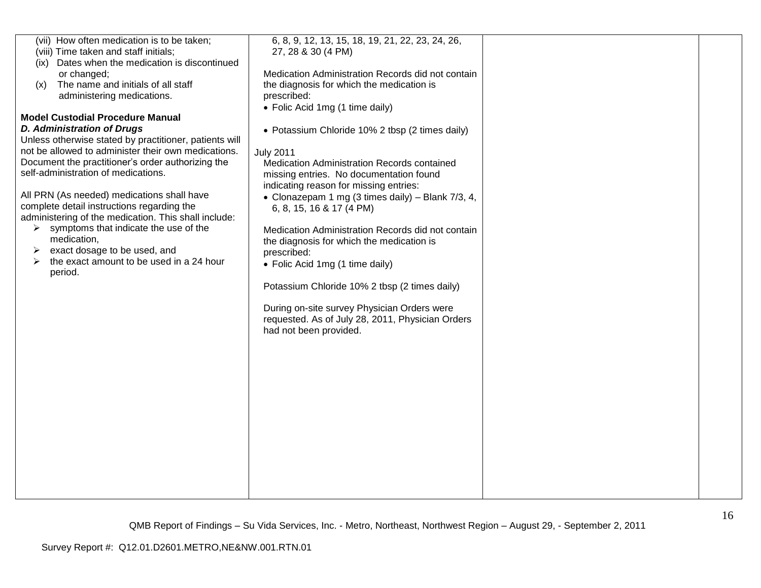| | | | |
|---|---|---|---|
| (vii) How often medication is to be taken;<br>(viii) Time taken and staff initials;<br>(ix) Dates when the medication is discontinued or changed;<br>(x) The name and initials of all staff administering medications.<br><br>**Model Custodial Procedure Manual**<br>***D. Administration of Drugs***<br>Unless otherwise stated by practitioner, patients will not be allowed to administer their own medications. Document the practitioner's order authorizing the self-administration of medications.<br><br>All PRN (As needed) medications shall have complete detail instructions regarding the administering of the medication. This shall include:<br>➢ symptoms that indicate the use of the medication,<br>➢ exact dosage to be used, and<br>➢ the exact amount to be used in a 24 hour period. | 6, 8, 9, 12, 13, 15, 18, 19, 21, 22, 23, 24, 26, 27, 28 & 30 (4 PM)<br><br>Medication Administration Records did not contain the diagnosis for which the medication is prescribed:<br>• Folic Acid 1mg (1 time daily)<br><br>• Potassium Chloride 10% 2 tbsp (2 times daily)<br><br>July 2011<br>Medication Administration Records contained missing entries. No documentation found indicating reason for missing entries:<br>• Clonazepam 1 mg (3 times daily) – Blank 7/3, 4, 6, 8, 15, 16 & 17 (4 PM)<br><br>Medication Administration Records did not contain the diagnosis for which the medication is prescribed:<br>• Folic Acid 1mg (1 time daily)<br><br>Potassium Chloride 10% 2 tbsp (2 times daily)<br><br>During on-site survey Physician Orders were requested. As of July 28, 2011, Physician Orders had not been provided. | | |

QMB Report of Findings – Su Vida Services, Inc. - Metro, Northeast, Northwest Region – August 29, - September 2, 2011

Survey Report #: Q12.01.D2601.METRO,NE&NW.001.RTN.01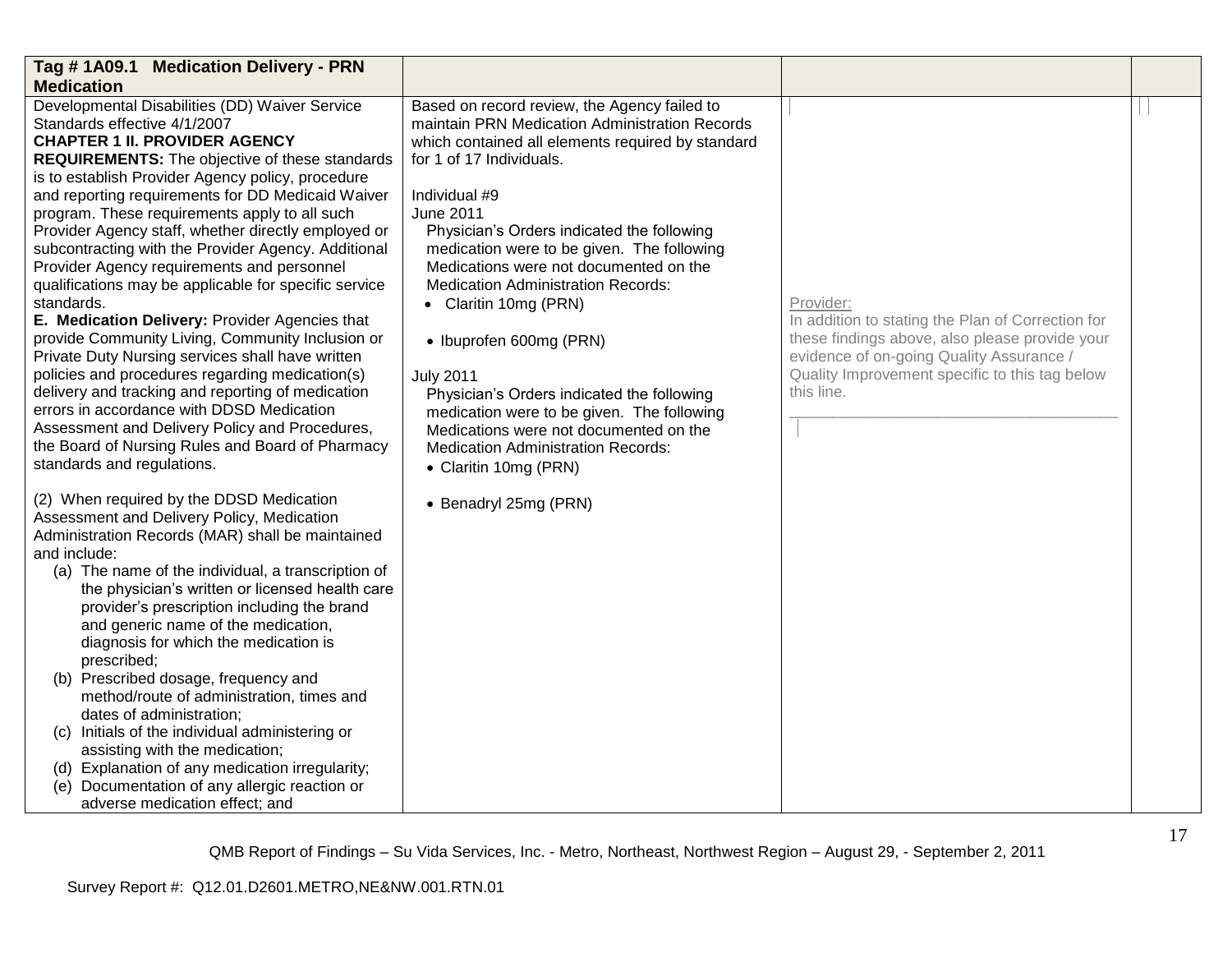| Tag # 1A09.1 Medication Delivery - PRN Medication | | | |
|---|---|---|---|
| Developmental Disabilities (DD) Waiver Service Standards effective 4/1/2007<br>**CHAPTER 1 II. PROVIDER AGENCY REQUIREMENTS:** The objective of these standards is to establish Provider Agency policy, procedure and reporting requirements for DD Medicaid Waiver program. These requirements apply to all such Provider Agency staff, whether directly employed or subcontracting with the Provider Agency. Additional Provider Agency requirements and personnel qualifications may be applicable for specific service standards.<br>**E. Medication Delivery:** Provider Agencies that provide Community Living, Community Inclusion or Private Duty Nursing services shall have written policies and procedures regarding medication(s) delivery and tracking and reporting of medication errors in accordance with DDSD Medication Assessment and Delivery Policy and Procedures, the Board of Nursing Rules and Board of Pharmacy standards and regulations.<br><br>(2) When required by the DDSD Medication Assessment and Delivery Policy, Medication Administration Records (MAR) shall be maintained and include:<br>(a) The name of the individual, a transcription of the physician's written or licensed health care provider's prescription including the brand and generic name of the medication, diagnosis for which the medication is prescribed;<br>(b) Prescribed dosage, frequency and method/route of administration, times and dates of administration;<br>(c) Initials of the individual administering or assisting with the medication;<br>(d) Explanation of any medication irregularity;<br>(e) Documentation of any allergic reaction or adverse medication effect; and | Based on record review, the Agency failed to maintain PRN Medication Administration Records which contained all elements required by standard for 1 of 17 Individuals.<br><br>Individual #9<br>June 2011<br>Physician's Orders indicated the following medication were to be given. The following Medications were not documented on the Medication Administration Records:<br>• Claritin 10mg (PRN)<br><br>• Ibuprofen 600mg (PRN)<br><br>July 2011<br>Physician's Orders indicated the following medication were to be given. The following Medications were not documented on the Medication Administration Records:<br>• Claritin 10mg (PRN)<br><br>• Benadryl 25mg (PRN) | Provider:<br>In addition to stating the Plan of Correction for these findings above, also please provide your evidence of on-going Quality Assurance / Quality Improvement specific to this tag below this line.<br>______________________________________ | |

QMB Report of Findings – Su Vida Services, Inc. - Metro, Northeast, Northwest Region – August 29, - September 2, 2011

Survey Report #: Q12.01.D2601.METRO,NE&NW.001.RTN.01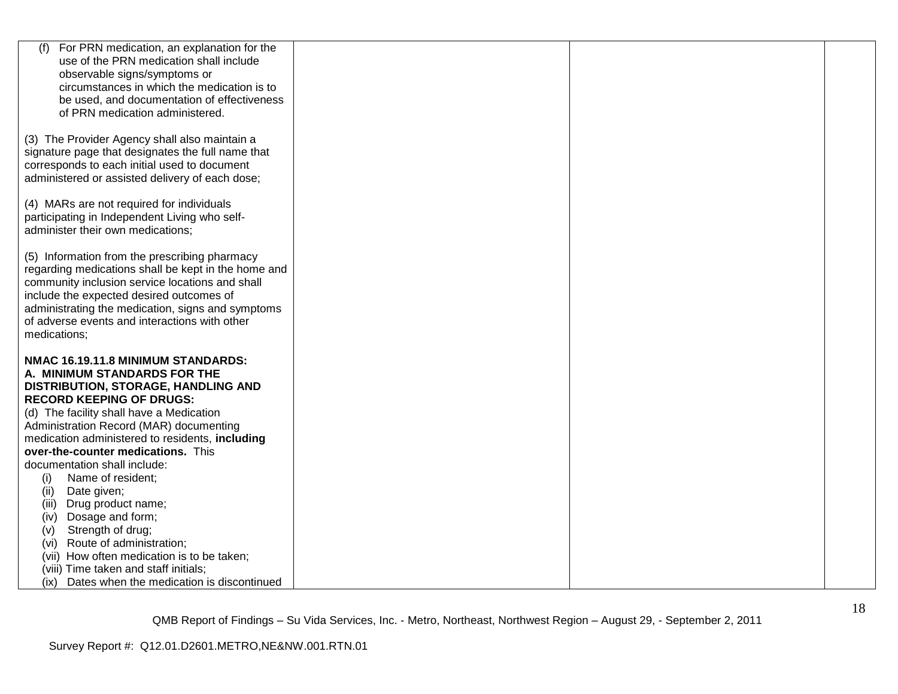| | | | |
|---|---|---|---|
| (f) For PRN medication, an explanation for the use of the PRN medication shall include observable signs/symptoms or circumstances in which the medication is to be used, and documentation of effectiveness of PRN medication administered.<br><br>(3) The Provider Agency shall also maintain a signature page that designates the full name that corresponds to each initial used to document administered or assisted delivery of each dose;<br><br>(4) MARs are not required for individuals participating in Independent Living who self-administer their own medications;<br><br>(5) Information from the prescribing pharmacy regarding medications shall be kept in the home and community inclusion service locations and shall include the expected desired outcomes of administrating the medication, signs and symptoms of adverse events and interactions with other medications;<br><br>**NMAC 16.19.11.8 MINIMUM STANDARDS: A. MINIMUM STANDARDS FOR THE DISTRIBUTION, STORAGE, HANDLING AND RECORD KEEPING OF DRUGS:**<br>(d) The facility shall have a Medication Administration Record (MAR) documenting medication administered to residents, **including over-the-counter medications.** This documentation shall include:<br>(i) Name of resident;<br>(ii) Date given;<br>(iii) Drug product name;<br>(iv) Dosage and form;<br>(v) Strength of drug;<br>(vi) Route of administration;<br>(vii) How often medication is to be taken;<br>(viii) Time taken and staff initials;<br>(ix) Dates when the medication is discontinued | | | |

QMB Report of Findings – Su Vida Services, Inc. - Metro, Northeast, Northwest Region – August 29, - September 2, 2011

Survey Report #: Q12.01.D2601.METRO,NE&NW.001.RTN.01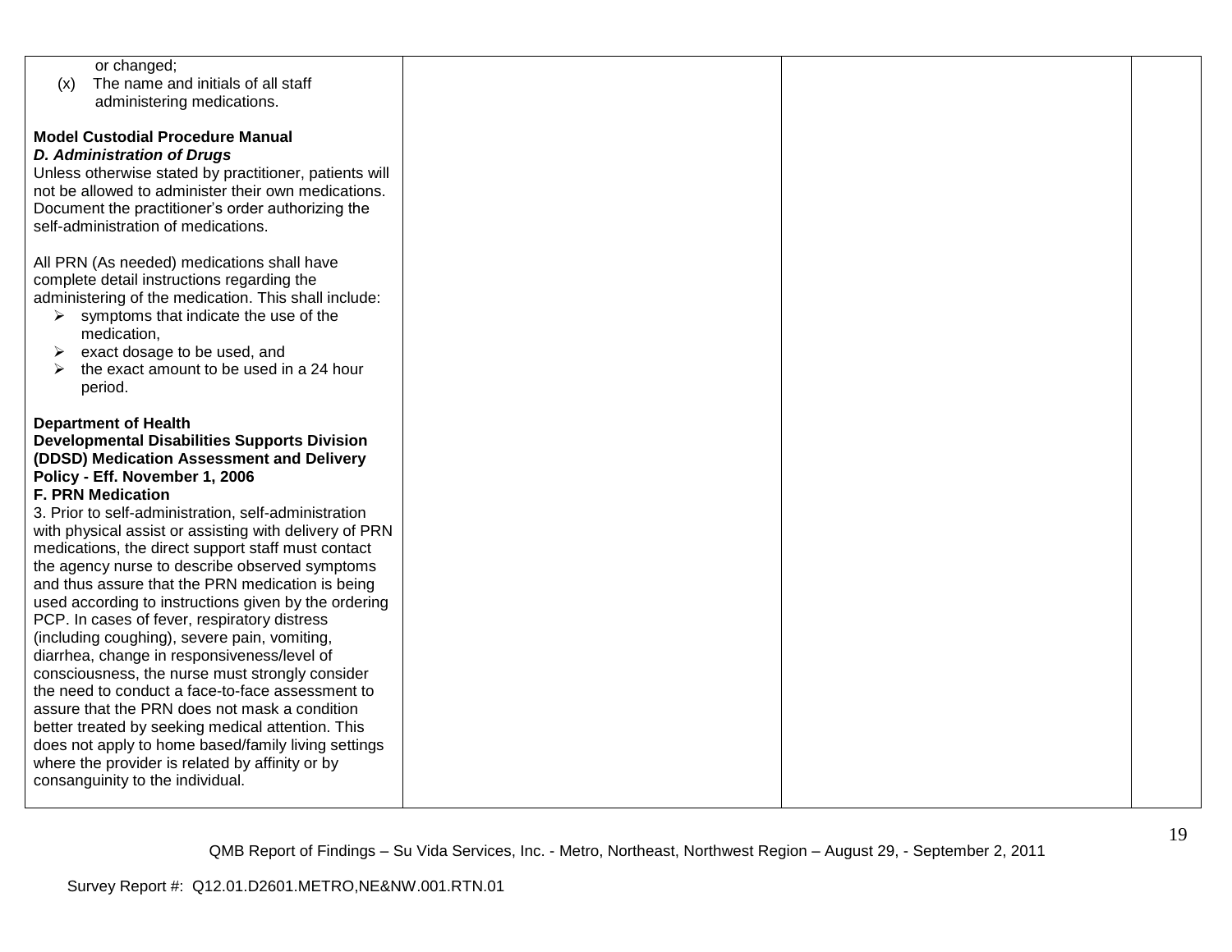| | | | |
|---|---|---|---|
| or changed;<br>(x) The name and initials of all staff administering medications.<br><br>**Model Custodial Procedure Manual**<br>***D. Administration of Drugs***<br>Unless otherwise stated by practitioner, patients will not be allowed to administer their own medications. Document the practitioner's order authorizing the self-administration of medications.<br><br>All PRN (As needed) medications shall have complete detail instructions regarding the administering of the medication. This shall include:<br>➢ symptoms that indicate the use of the medication,<br>➢ exact dosage to be used, and<br>➢ the exact amount to be used in a 24 hour period.<br><br>**Department of Health**<br>**Developmental Disabilities Supports Division (DDSD) Medication Assessment and Delivery Policy - Eff. November 1, 2006**<br>**F. PRN Medication**<br>3. Prior to self-administration, self-administration with physical assist or assisting with delivery of PRN medications, the direct support staff must contact the agency nurse to describe observed symptoms and thus assure that the PRN medication is being used according to instructions given by the ordering PCP. In cases of fever, respiratory distress (including coughing), severe pain, vomiting, diarrhea, change in responsiveness/level of consciousness, the nurse must strongly consider the need to conduct a face-to-face assessment to assure that the PRN does not mask a condition better treated by seeking medical attention. This does not apply to home based/family living settings where the provider is related by affinity or by consanguinity to the individual. | | | |

QMB Report of Findings – Su Vida Services, Inc. - Metro, Northeast, Northwest Region – August 29, - September 2, 2011

Survey Report #: Q12.01.D2601.METRO,NE&NW.001.RTN.01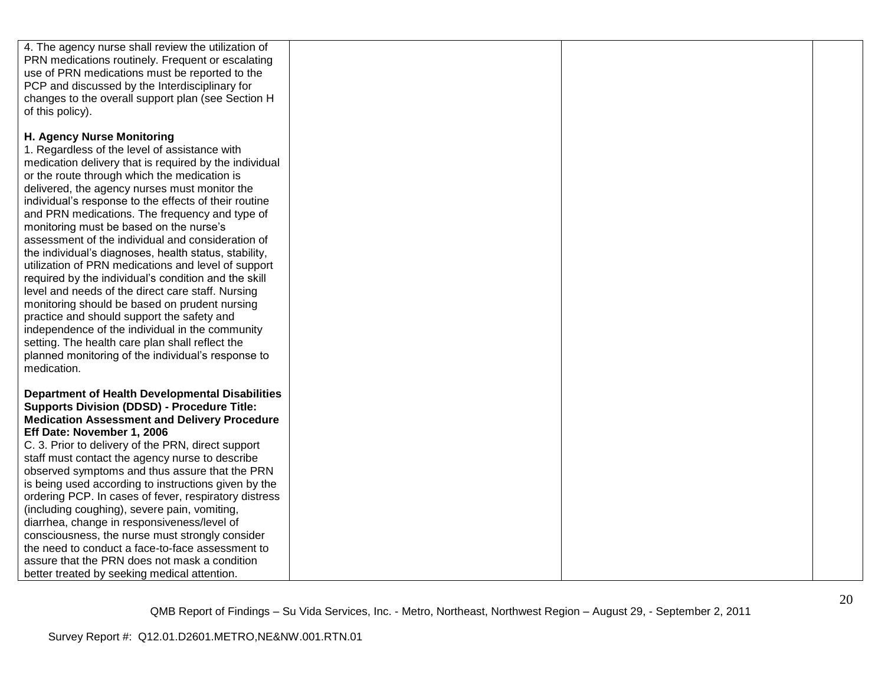| | | | |
|---|---|---|---|
| 4. The agency nurse shall review the utilization of PRN medications routinely. Frequent or escalating use of PRN medications must be reported to the PCP and discussed by the Interdisciplinary for changes to the overall support plan (see Section H of this policy).<br><br>**H. Agency Nurse Monitoring**<br>1. Regardless of the level of assistance with medication delivery that is required by the individual or the route through which the medication is delivered, the agency nurses must monitor the individual's response to the effects of their routine and PRN medications. The frequency and type of monitoring must be based on the nurse's assessment of the individual and consideration of the individual's diagnoses, health status, stability, utilization of PRN medications and level of support required by the individual's condition and the skill level and needs of the direct care staff. Nursing monitoring should be based on prudent nursing practice and should support the safety and independence of the individual in the community setting. The health care plan shall reflect the planned monitoring of the individual's response to medication.<br><br>**Department of Health Developmental Disabilities Supports Division (DDSD) - Procedure Title: Medication Assessment and Delivery Procedure Eff Date: November 1, 2006**<br>C. 3. Prior to delivery of the PRN, direct support staff must contact the agency nurse to describe observed symptoms and thus assure that the PRN is being used according to instructions given by the ordering PCP. In cases of fever, respiratory distress (including coughing), severe pain, vomiting, diarrhea, change in responsiveness/level of consciousness, the nurse must strongly consider the need to conduct a face-to-face assessment to assure that the PRN does not mask a condition better treated by seeking medical attention. | | | |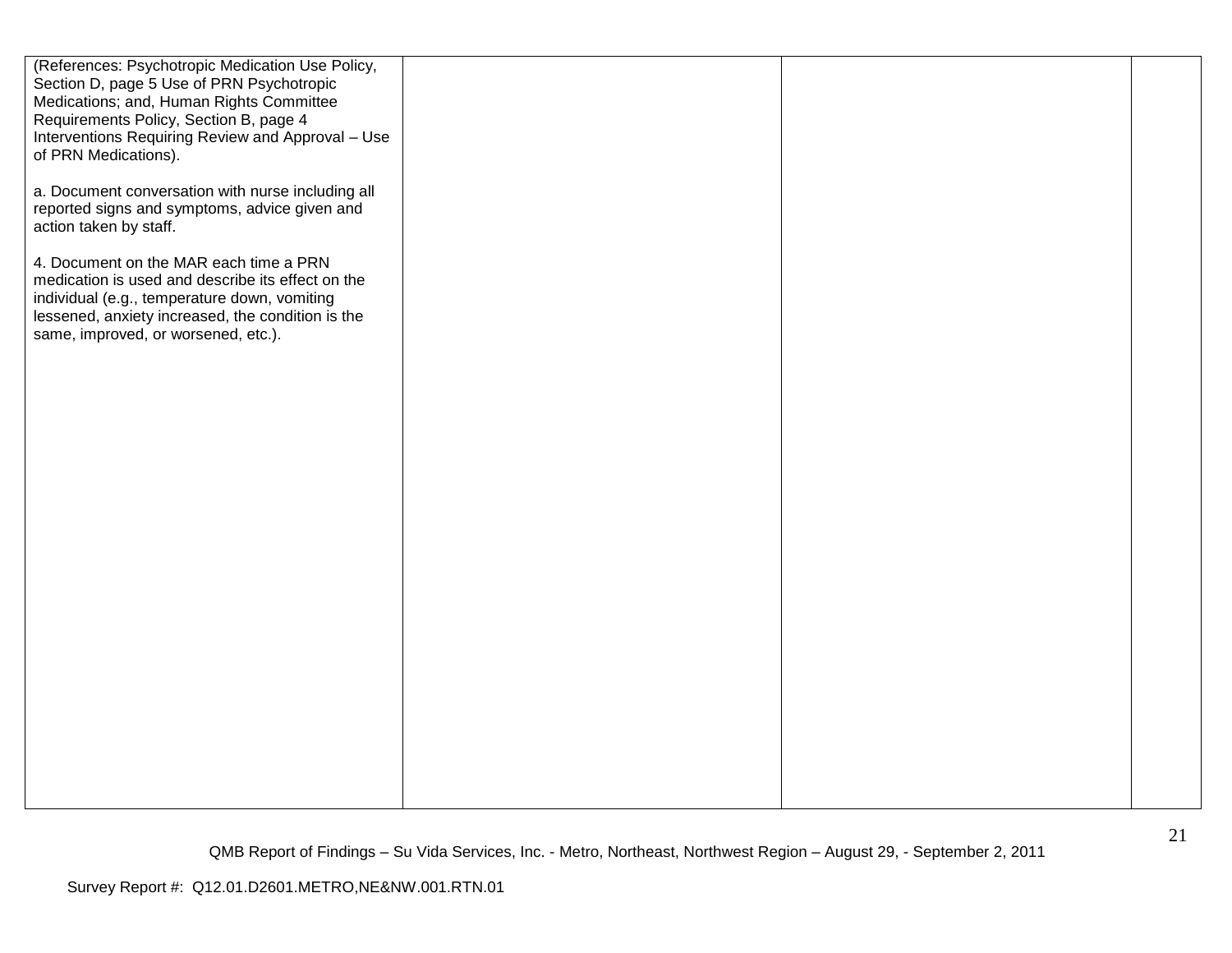| | | | |
|---|---|---|---|
| (References: Psychotropic Medication Use Policy, Section D, page 5 Use of PRN Psychotropic Medications; and, Human Rights Committee Requirements Policy, Section B, page 4 Interventions Requiring Review and Approval – Use of PRN Medications).<br><br>a. Document conversation with nurse including all reported signs and symptoms, advice given and action taken by staff.<br><br>4. Document on the MAR each time a PRN medication is used and describe its effect on the individual (e.g., temperature down, vomiting lessened, anxiety increased, the condition is the same, improved, or worsened, etc.). | | | |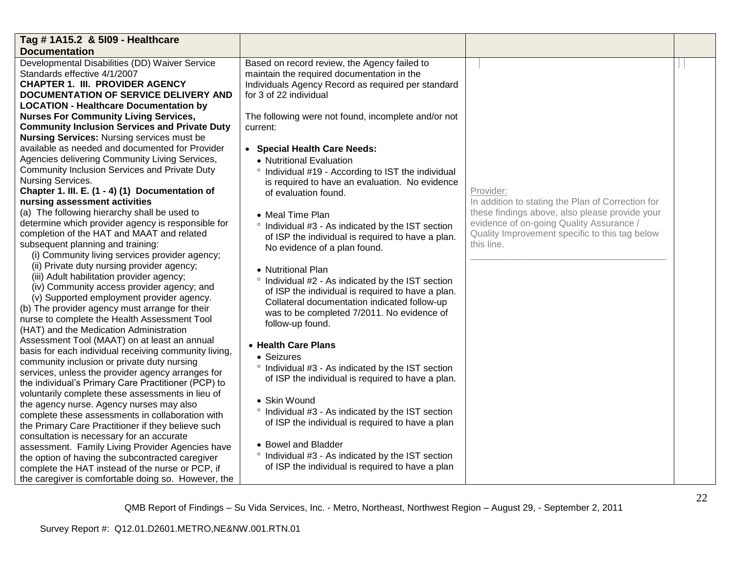| Tag # 1A15.2 & 5I09 - Healthcare Documentation | | | |
|---|---|---|---|
| Developmental Disabilities (DD) Waiver Service Standards effective 4/1/2007<br>**CHAPTER 1. III. PROVIDER AGENCY DOCUMENTATION OF SERVICE DELIVERY AND LOCATION - Healthcare Documentation by Nurses For Community Living Services, Community Inclusion Services and Private Duty Nursing Services:** Nursing services must be available as needed and documented for Provider Agencies delivering Community Living Services, Community Inclusion Services and Private Duty Nursing Services.<br>**Chapter 1. III. E. (1 - 4) (1) Documentation of nursing assessment activities**<br>(a) The following hierarchy shall be used to determine which provider agency is responsible for completion of the HAT and MAAT and related subsequent planning and training:<br>(i) Community living services provider agency;<br>(ii) Private duty nursing provider agency;<br>(iii) Adult habilitation provider agency;<br>(iv) Community access provider agency; and<br>(v) Supported employment provider agency.<br>(b) The provider agency must arrange for their nurse to complete the Health Assessment Tool (HAT) and the Medication Administration Assessment Tool (MAAT) on at least an annual basis for each individual receiving community living, community inclusion or private duty nursing services, unless the provider agency arranges for the individual's Primary Care Practitioner (PCP) to voluntarily complete these assessments in lieu of the agency nurse. Agency nurses may also complete these assessments in collaboration with the Primary Care Practitioner if they believe such consultation is necessary for an accurate assessment. Family Living Provider Agencies have the option of having the subcontracted caregiver complete the HAT instead of the nurse or PCP, if the caregiver is comfortable doing so. However, the | Based on record review, the Agency failed to maintain the required documentation in the Individuals Agency Record as required per standard for 3 of 22 individual<br><br>The following were not found, incomplete and/or not current:<br><br>• **Special Health Care Needs:**<br>• Nutritional Evaluation<br>° Individual #19 - According to IST the individual is required to have an evaluation. No evidence of evaluation found.<br><br>• Meal Time Plan<br>° Individual #3 - As indicated by the IST section of ISP the individual is required to have a plan. No evidence of a plan found.<br><br>• Nutritional Plan<br>° Individual #2 - As indicated by the IST section of ISP the individual is required to have a plan. Collateral documentation indicated follow-up was to be completed 7/2011. No evidence of follow-up found.<br><br>• **Health Care Plans**<br>• Seizures<br>° Individual #3 - As indicated by the IST section of ISP the individual is required to have a plan.<br><br>• Skin Wound<br>° Individual #3 - As indicated by the IST section of ISP the individual is required to have a plan<br><br>• Bowel and Bladder<br>° Individual #3 - As indicated by the IST section of ISP the individual is required to have a plan | Provider:<br>In addition to stating the Plan of Correction for these findings above, also please provide your evidence of on-going Quality Assurance / Quality Improvement specific to this tag below this line.<br>______________________________________ | |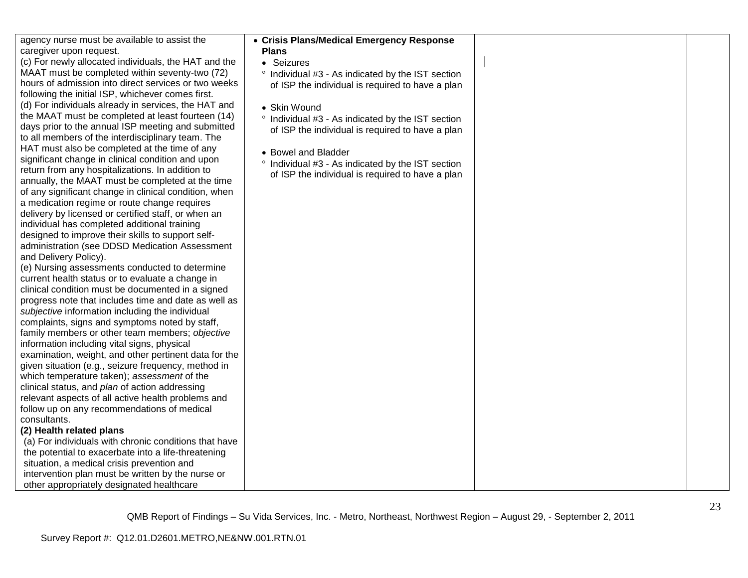| | | | |
|---|---|---|---|
| agency nurse must be available to assist the caregiver upon request.<br>(c) For newly allocated individuals, the HAT and the MAAT must be completed within seventy-two (72) hours of admission into direct services or two weeks following the initial ISP, whichever comes first.<br>(d) For individuals already in services, the HAT and the MAAT must be completed at least fourteen (14) days prior to the annual ISP meeting and submitted to all members of the interdisciplinary team. The HAT must also be completed at the time of any significant change in clinical condition and upon return from any hospitalizations. In addition to annually, the MAAT must be completed at the time of any significant change in clinical condition, when a medication regime or route change requires delivery by licensed or certified staff, or when an individual has completed additional training designed to improve their skills to support self-administration (see DDSD Medication Assessment and Delivery Policy).<br>(e) Nursing assessments conducted to determine current health status or to evaluate a change in clinical condition must be documented in a signed progress note that includes time and date as well as *subjective* information including the individual complaints, signs and symptoms noted by staff, family members or other team members; *objective* information including vital signs, physical examination, weight, and other pertinent data for the given situation (e.g., seizure frequency, method in which temperature taken); *assessment* of the clinical status, and *plan* of action addressing relevant aspects of all active health problems and follow up on any recommendations of medical consultants.<br>**(2) Health related plans**<br>(a) For individuals with chronic conditions that have the potential to exacerbate into a life-threatening situation, a medical crisis prevention and intervention plan must be written by the nurse or other appropriately designated healthcare | • **Crisis Plans/Medical Emergency Response Plans**<br>• Seizures<br>° Individual #3 - As indicated by the IST section of ISP the individual is required to have a plan<br><br>• Skin Wound<br>° Individual #3 - As indicated by the IST section of ISP the individual is required to have a plan<br><br>• Bowel and Bladder<br>° Individual #3 - As indicated by the IST section of ISP the individual is required to have a plan | | |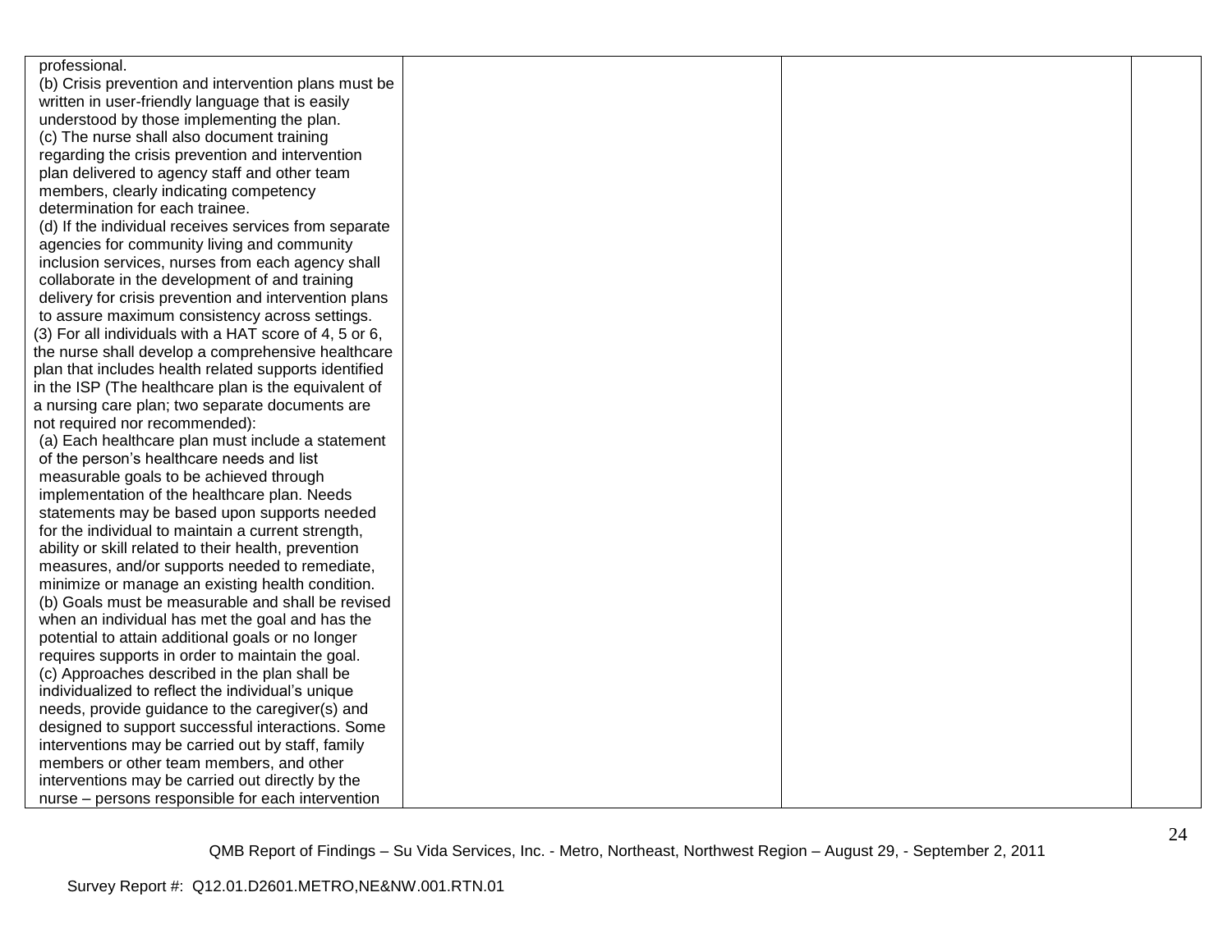| | | | |
|---|---|---|---|
| professional.<br>(b) Crisis prevention and intervention plans must be written in user-friendly language that is easily understood by those implementing the plan.<br>(c) The nurse shall also document training regarding the crisis prevention and intervention plan delivered to agency staff and other team members, clearly indicating competency determination for each trainee.<br>(d) If the individual receives services from separate agencies for community living and community inclusion services, nurses from each agency shall collaborate in the development of and training delivery for crisis prevention and intervention plans to assure maximum consistency across settings.<br>(3) For all individuals with a HAT score of 4, 5 or 6, the nurse shall develop a comprehensive healthcare plan that includes health related supports identified in the ISP (The healthcare plan is the equivalent of a nursing care plan; two separate documents are not required nor recommended):<br>(a) Each healthcare plan must include a statement of the person's healthcare needs and list measurable goals to be achieved through implementation of the healthcare plan. Needs statements may be based upon supports needed for the individual to maintain a current strength, ability or skill related to their health, prevention measures, and/or supports needed to remediate, minimize or manage an existing health condition.<br>(b) Goals must be measurable and shall be revised when an individual has met the goal and has the potential to attain additional goals or no longer requires supports in order to maintain the goal.<br>(c) Approaches described in the plan shall be individualized to reflect the individual's unique needs, provide guidance to the caregiver(s) and designed to support successful interactions. Some interventions may be carried out by staff, family members or other team members, and other interventions may be carried out directly by the nurse – persons responsible for each intervention | | | |

QMB Report of Findings – Su Vida Services, Inc. - Metro, Northeast, Northwest Region – August 29, - September 2, 2011

Survey Report #: Q12.01.D2601.METRO,NE&NW.001.RTN.01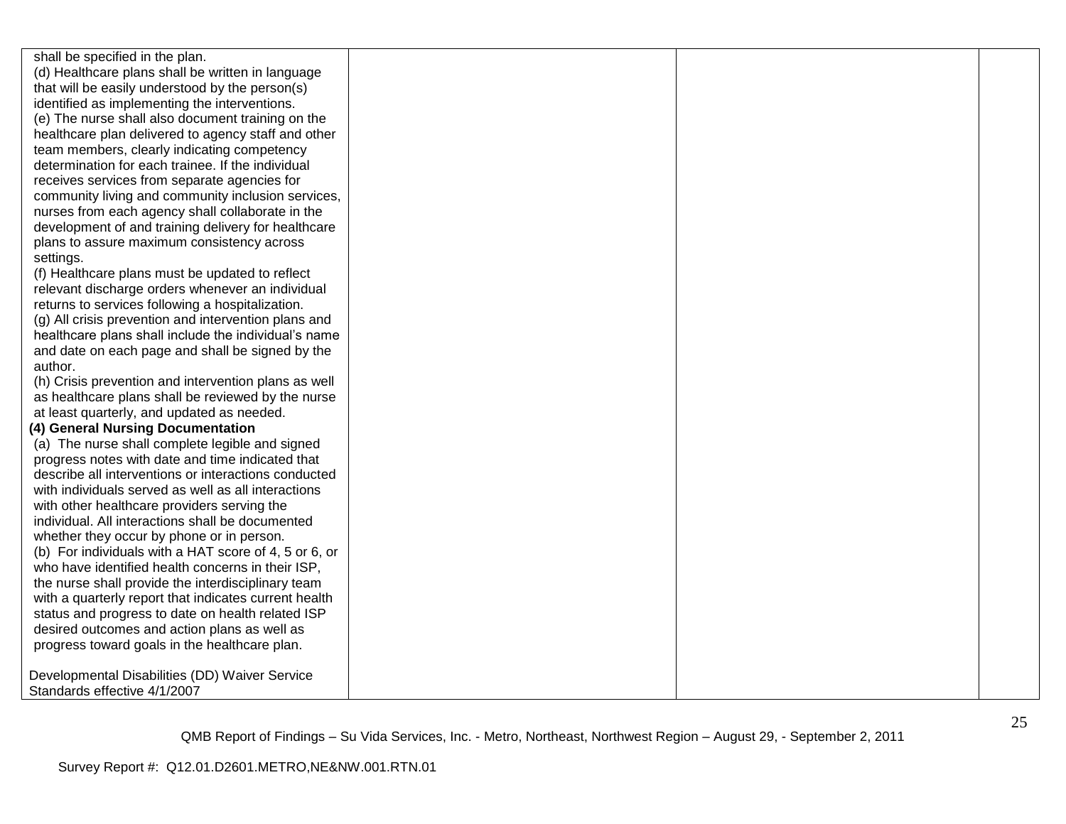| | | | |
|---|---|---|---|
| shall be specified in the plan.<br>(d) Healthcare plans shall be written in language that will be easily understood by the person(s) identified as implementing the interventions.<br>(e) The nurse shall also document training on the healthcare plan delivered to agency staff and other team members, clearly indicating competency determination for each trainee. If the individual receives services from separate agencies for community living and community inclusion services, nurses from each agency shall collaborate in the development of and training delivery for healthcare plans to assure maximum consistency across settings.<br>(f) Healthcare plans must be updated to reflect relevant discharge orders whenever an individual returns to services following a hospitalization.<br>(g) All crisis prevention and intervention plans and healthcare plans shall include the individual's name and date on each page and shall be signed by the author.<br>(h) Crisis prevention and intervention plans as well as healthcare plans shall be reviewed by the nurse at least quarterly, and updated as needed.<br>**(4) General Nursing Documentation**<br>(a) The nurse shall complete legible and signed progress notes with date and time indicated that describe all interventions or interactions conducted with individuals served as well as all interactions with other healthcare providers serving the individual. All interactions shall be documented whether they occur by phone or in person.<br>(b) For individuals with a HAT score of 4, 5 or 6, or who have identified health concerns in their ISP, the nurse shall provide the interdisciplinary team with a quarterly report that indicates current health status and progress to date on health related ISP desired outcomes and action plans as well as progress toward goals in the healthcare plan.<br><br>Developmental Disabilities (DD) Waiver Service Standards effective 4/1/2007 | | | |

QMB Report of Findings – Su Vida Services, Inc. - Metro, Northeast, Northwest Region – August 29, - September 2, 2011

Survey Report #: Q12.01.D2601.METRO,NE&NW.001.RTN.01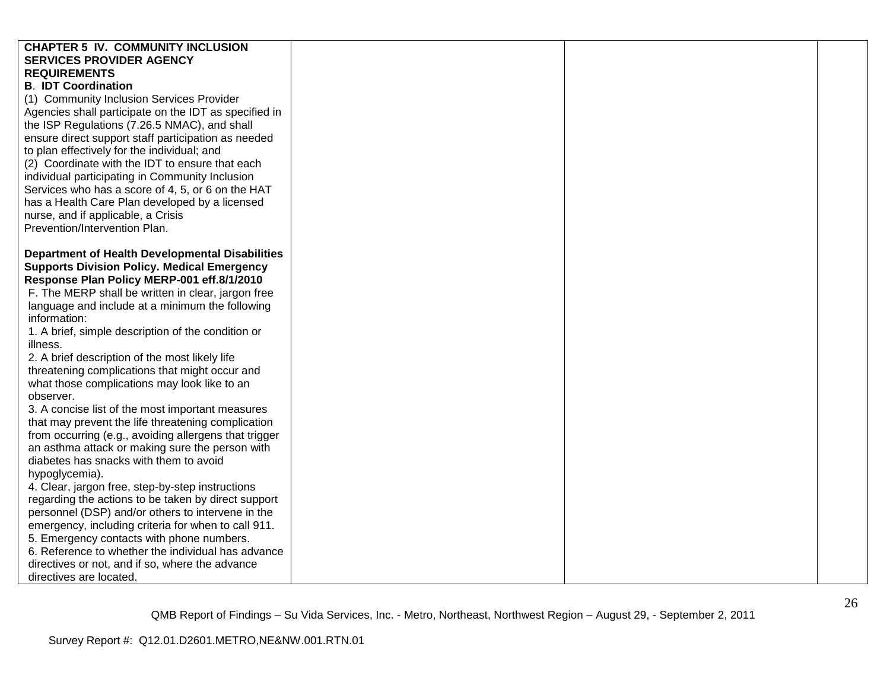| | | | |
|---|---|---|---|
| **CHAPTER 5 IV. COMMUNITY INCLUSION SERVICES PROVIDER AGENCY REQUIREMENTS**<br>**B. IDT Coordination**<br>(1) Community Inclusion Services Provider Agencies shall participate on the IDT as specified in the ISP Regulations (7.26.5 NMAC), and shall ensure direct support staff participation as needed to plan effectively for the individual; and<br>(2) Coordinate with the IDT to ensure that each individual participating in Community Inclusion Services who has a score of 4, 5, or 6 on the HAT has a Health Care Plan developed by a licensed nurse, and if applicable, a Crisis Prevention/Intervention Plan.<br><br>**Department of Health Developmental Disabilities Supports Division Policy. Medical Emergency Response Plan Policy MERP-001 eff.8/1/2010**<br>F. The MERP shall be written in clear, jargon free language and include at a minimum the following information:<br>1. A brief, simple description of the condition or illness.<br>2. A brief description of the most likely life threatening complications that might occur and what those complications may look like to an observer.<br>3. A concise list of the most important measures that may prevent the life threatening complication from occurring (e.g., avoiding allergens that trigger an asthma attack or making sure the person with diabetes has snacks with them to avoid hypoglycemia).<br>4. Clear, jargon free, step-by-step instructions regarding the actions to be taken by direct support personnel (DSP) and/or others to intervene in the emergency, including criteria for when to call 911.<br>5. Emergency contacts with phone numbers.<br>6. Reference to whether the individual has advance directives or not, and if so, where the advance directives are located. | | | |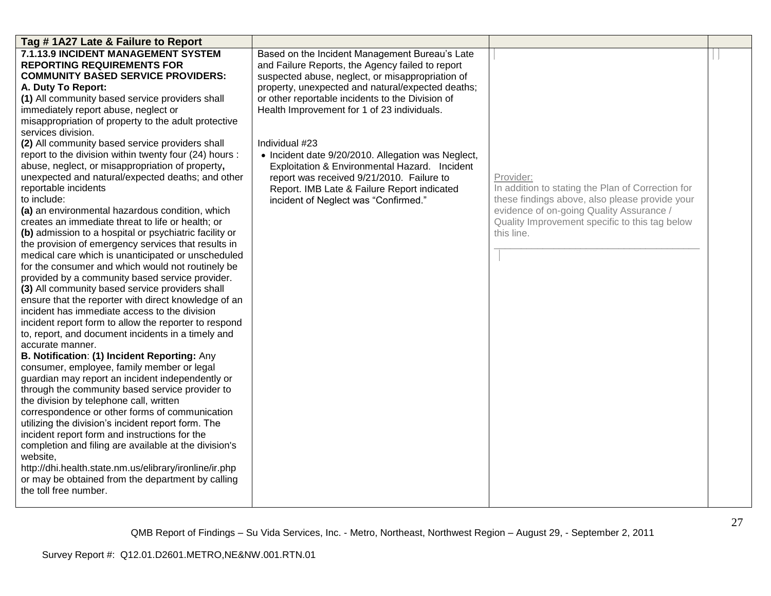| Tag # 1A27 Late & Failure to Report | | | |
|---|---|---|---|
| **7.1.13.9 INCIDENT MANAGEMENT SYSTEM REPORTING REQUIREMENTS FOR COMMUNITY BASED SERVICE PROVIDERS:**<br>**A. Duty To Report:**<br>**(1)** All community based service providers shall immediately report abuse, neglect or misappropriation of property to the adult protective services division.<br>**(2)** All community based service providers shall report to the division within twenty four (24) hours : abuse, neglect, or misappropriation of property**,** unexpected and natural/expected deaths; and other reportable incidents to include:<br>**(a)** an environmental hazardous condition, which creates an immediate threat to life or health; or<br>**(b)** admission to a hospital or psychiatric facility or the provision of emergency services that results in medical care which is unanticipated or unscheduled for the consumer and which would not routinely be provided by a community based service provider.<br>**(3)** All community based service providers shall ensure that the reporter with direct knowledge of an incident has immediate access to the division incident report form to allow the reporter to respond to, report, and document incidents in a timely and accurate manner.<br>**B. Notification**: **(1) Incident Reporting:** Any consumer, employee, family member or legal guardian may report an incident independently or through the community based service provider to the division by telephone call, written correspondence or other forms of communication utilizing the division's incident report form. The incident report form and instructions for the completion and filing are available at the division's website, http://dhi.health.state.nm.us/elibrary/ironline/ir.php or may be obtained from the department by calling the toll free number. | Based on the Incident Management Bureau's Late and Failure Reports, the Agency failed to report suspected abuse, neglect, or misappropriation of property, unexpected and natural/expected deaths; or other reportable incidents to the Division of Health Improvement for 1 of 23 individuals.<br><br>Individual #23<br>• Incident date 9/20/2010. Allegation was Neglect, Exploitation & Environmental Hazard. Incident report was received 9/21/2010. Failure to Report. IMB Late & Failure Report indicated incident of Neglect was "Confirmed." | Provider:<br>In addition to stating the Plan of Correction for these findings above, also please provide your evidence of on-going Quality Assurance / Quality Improvement specific to this tag below this line.<br>______________________________________ | |

QMB Report of Findings – Su Vida Services, Inc. - Metro, Northeast, Northwest Region – August 29, - September 2, 2011

Survey Report #: Q12.01.D2601.METRO,NE&NW.001.RTN.01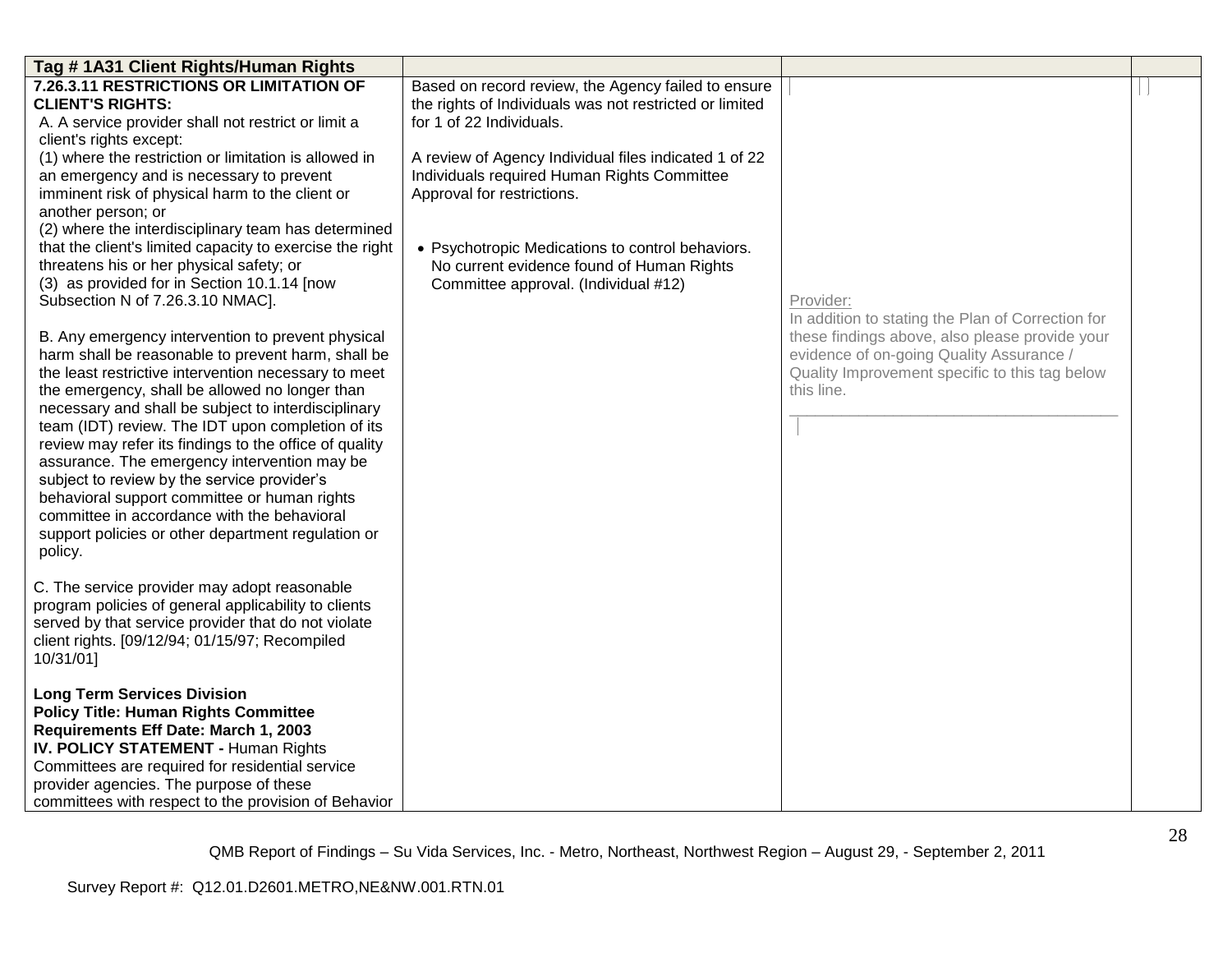| Tag # 1A31 Client Rights/Human Rights | | | |
|---|---|---|---|
| **7.26.3.11 RESTRICTIONS OR LIMITATION OF CLIENT'S RIGHTS:**<br>A. A service provider shall not restrict or limit a client's rights except:<br>(1) where the restriction or limitation is allowed in an emergency and is necessary to prevent imminent risk of physical harm to the client or another person; or<br>(2) where the interdisciplinary team has determined that the client's limited capacity to exercise the right threatens his or her physical safety; or<br>(3) as provided for in Section 10.1.14 [now Subsection N of 7.26.3.10 NMAC].<br><br>B. Any emergency intervention to prevent physical harm shall be reasonable to prevent harm, shall be the least restrictive intervention necessary to meet the emergency, shall be allowed no longer than necessary and shall be subject to interdisciplinary team (IDT) review. The IDT upon completion of its review may refer its findings to the office of quality assurance. The emergency intervention may be subject to review by the service provider's behavioral support committee or human rights committee in accordance with the behavioral support policies or other department regulation or policy.<br><br>C. The service provider may adopt reasonable program policies of general applicability to clients served by that service provider that do not violate client rights. [09/12/94; 01/15/97; Recompiled 10/31/01]<br><br>**Long Term Services Division**<br>**Policy Title: Human Rights Committee Requirements Eff Date: March 1, 2003**<br>**IV. POLICY STATEMENT -** Human Rights Committees are required for residential service provider agencies. The purpose of these committees with respect to the provision of Behavior | Based on record review, the Agency failed to ensure the rights of Individuals was not restricted or limited for 1 of 22 Individuals.<br><br>A review of Agency Individual files indicated 1 of 22 Individuals required Human Rights Committee Approval for restrictions.<br><br>• Psychotropic Medications to control behaviors. No current evidence found of Human Rights Committee approval. (Individual #12) | Provider:<br>In addition to stating the Plan of Correction for these findings above, also please provide your evidence of on-going Quality Assurance / Quality Improvement specific to this tag below this line.<br>\_\_\_\_\_\_\_\_\_\_\_\_\_\_\_\_\_\_\_\_\_\_\_\_\_\_\_\_\_\_\_\_\_\_\_\_\_\_\_\_ | |

QMB Report of Findings – Su Vida Services, Inc. - Metro, Northeast, Northwest Region – August 29, - September 2, 2011

Survey Report #: Q12.01.D2601.METRO,NE&NW.001.RTN.01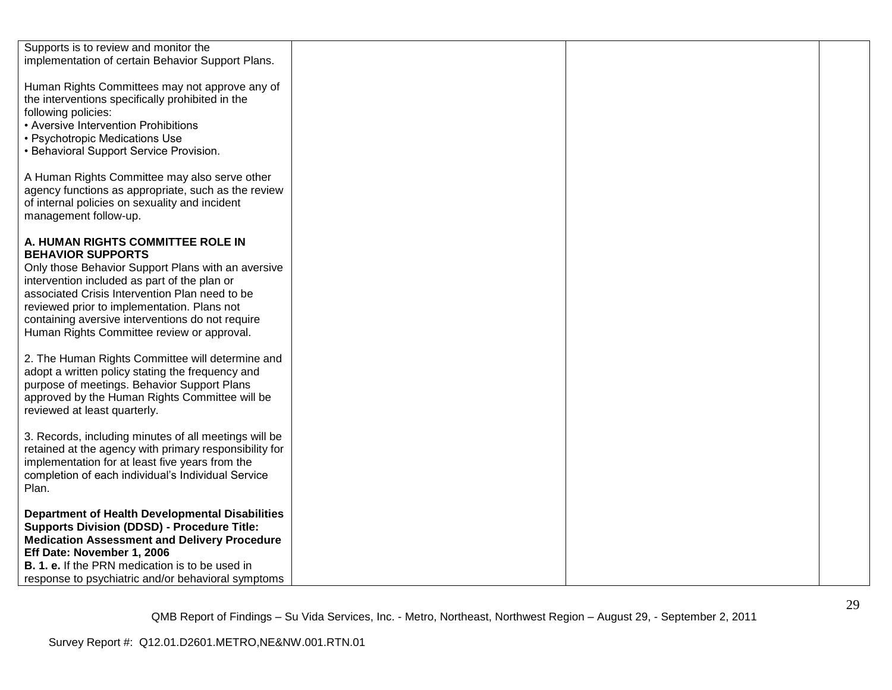| | | | |
|---|---|---|---|
| Supports is to review and monitor the implementation of certain Behavior Support Plans.<br><br>Human Rights Committees may not approve any of the interventions specifically prohibited in the following policies:<br>• Aversive Intervention Prohibitions<br>• Psychotropic Medications Use<br>• Behavioral Support Service Provision.<br><br>A Human Rights Committee may also serve other agency functions as appropriate, such as the review of internal policies on sexuality and incident management follow-up.<br><br>**A. HUMAN RIGHTS COMMITTEE ROLE IN BEHAVIOR SUPPORTS**<br>Only those Behavior Support Plans with an aversive intervention included as part of the plan or associated Crisis Intervention Plan need to be reviewed prior to implementation. Plans not containing aversive interventions do not require Human Rights Committee review or approval.<br><br>2. The Human Rights Committee will determine and adopt a written policy stating the frequency and purpose of meetings. Behavior Support Plans approved by the Human Rights Committee will be reviewed at least quarterly.<br><br>3. Records, including minutes of all meetings will be retained at the agency with primary responsibility for implementation for at least five years from the completion of each individual's Individual Service Plan.<br><br>**Department of Health Developmental Disabilities Supports Division (DDSD) - Procedure Title: Medication Assessment and Delivery Procedure Eff Date: November 1, 2006**<br>**B. 1. e.** If the PRN medication is to be used in response to psychiatric and/or behavioral symptoms | | | |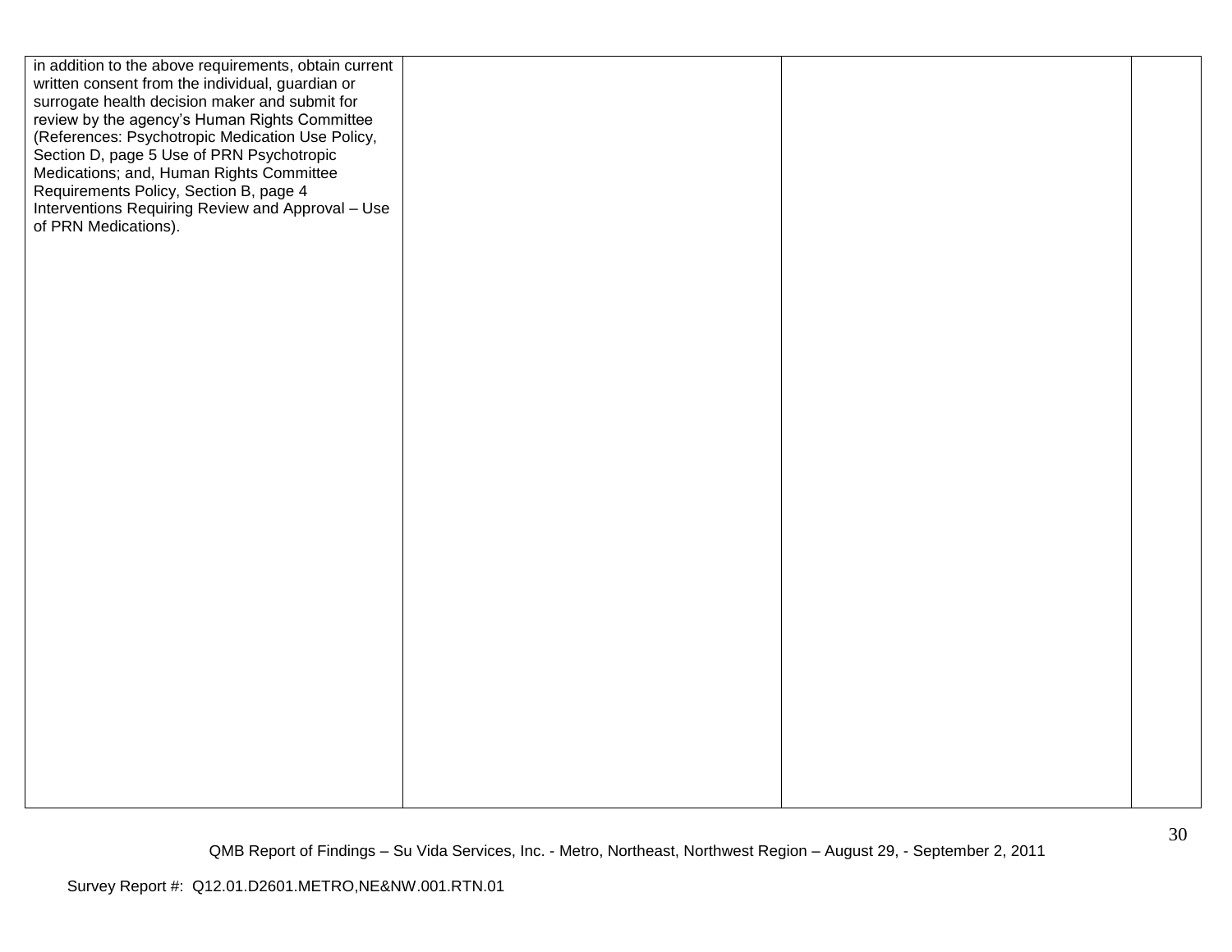| | | | |
|---|---|---|---|
| in addition to the above requirements, obtain current written consent from the individual, guardian or surrogate health decision maker and submit for review by the agency's Human Rights Committee (References: Psychotropic Medication Use Policy, Section D, page 5 Use of PRN Psychotropic Medications; and, Human Rights Committee Requirements Policy, Section B, page 4 Interventions Requiring Review and Approval – Use of PRN Medications). | | | |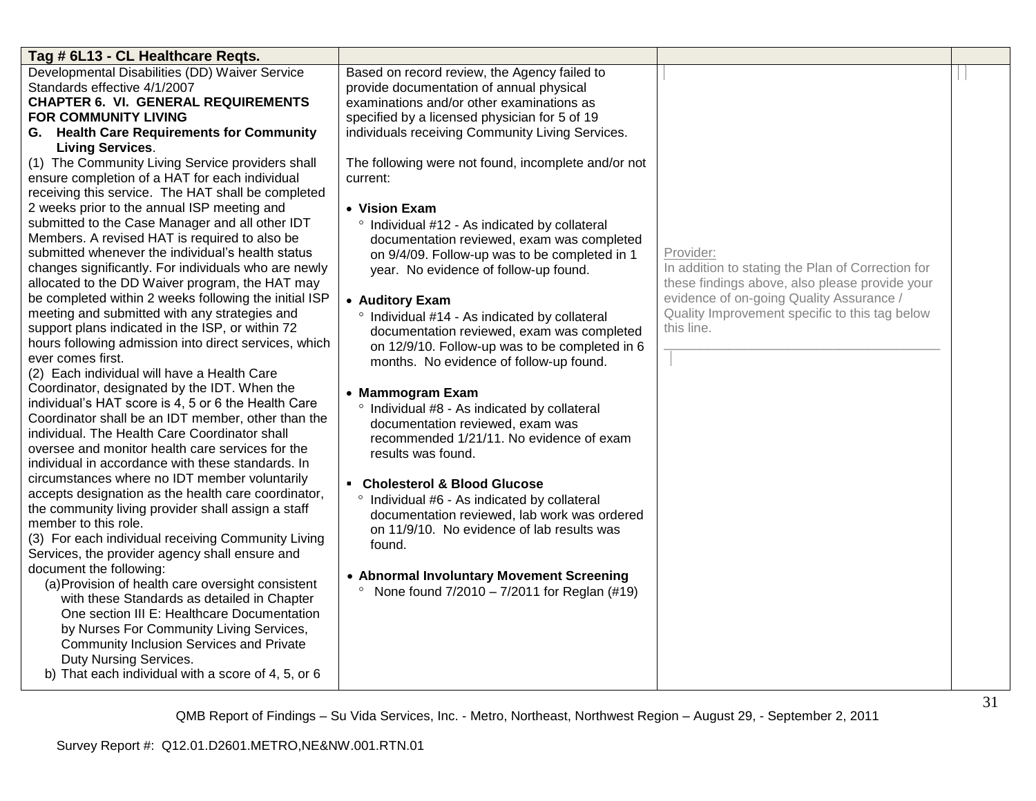| Tag # 6L13 - CL Healthcare Reqts. | | | |
|---|---|---|---|
| Developmental Disabilities (DD) Waiver Service Standards effective 4/1/2007<br>**CHAPTER 6. VI. GENERAL REQUIREMENTS FOR COMMUNITY LIVING**<br>**G. Health Care Requirements for Community Living Services**.<br>(1) The Community Living Service providers shall ensure completion of a HAT for each individual receiving this service. The HAT shall be completed 2 weeks prior to the annual ISP meeting and submitted to the Case Manager and all other IDT Members. A revised HAT is required to also be submitted whenever the individual's health status changes significantly. For individuals who are newly allocated to the DD Waiver program, the HAT may be completed within 2 weeks following the initial ISP meeting and submitted with any strategies and support plans indicated in the ISP, or within 72 hours following admission into direct services, which ever comes first.<br>(2) Each individual will have a Health Care Coordinator, designated by the IDT. When the individual's HAT score is 4, 5 or 6 the Health Care Coordinator shall be an IDT member, other than the individual. The Health Care Coordinator shall oversee and monitor health care services for the individual in accordance with these standards. In circumstances where no IDT member voluntarily accepts designation as the health care coordinator, the community living provider shall assign a staff member to this role.<br>(3) For each individual receiving Community Living Services, the provider agency shall ensure and document the following:<br>(a) Provision of health care oversight consistent with these Standards as detailed in Chapter One section III E: Healthcare Documentation by Nurses For Community Living Services, Community Inclusion Services and Private Duty Nursing Services.<br>b) That each individual with a score of 4, 5, or 6 | Based on record review, the Agency failed to provide documentation of annual physical examinations and/or other examinations as specified by a licensed physician for 5 of 19 individuals receiving Community Living Services.<br><br>The following were not found, incomplete and/or not current:<br><br>• **Vision Exam**<br>° Individual #12 - As indicated by collateral documentation reviewed, exam was completed on 9/4/09. Follow-up was to be completed in 1 year. No evidence of follow-up found.<br><br>• **Auditory Exam**<br>° Individual #14 - As indicated by collateral documentation reviewed, exam was completed on 12/9/10. Follow-up was to be completed in 6 months. No evidence of follow-up found.<br><br>• **Mammogram Exam**<br>° Individual #8 - As indicated by collateral documentation reviewed, exam was recommended 1/21/11. No evidence of exam results was found.<br><br>▪ **Cholesterol & Blood Glucose**<br>° Individual #6 - As indicated by collateral documentation reviewed, lab work was ordered on 11/9/10. No evidence of lab results was found.<br><br>• **Abnormal Involuntary Movement Screening**<br>° None found 7/2010 – 7/2011 for Reglan (#19) | Provider:<br>In addition to stating the Plan of Correction for these findings above, also please provide your evidence of on-going Quality Assurance / Quality Improvement specific to this tag below this line.<br>______________________________________ | |

QMB Report of Findings – Su Vida Services, Inc. - Metro, Northeast, Northwest Region – August 29, - September 2, 2011

Survey Report #: Q12.01.D2601.METRO,NE&NW.001.RTN.01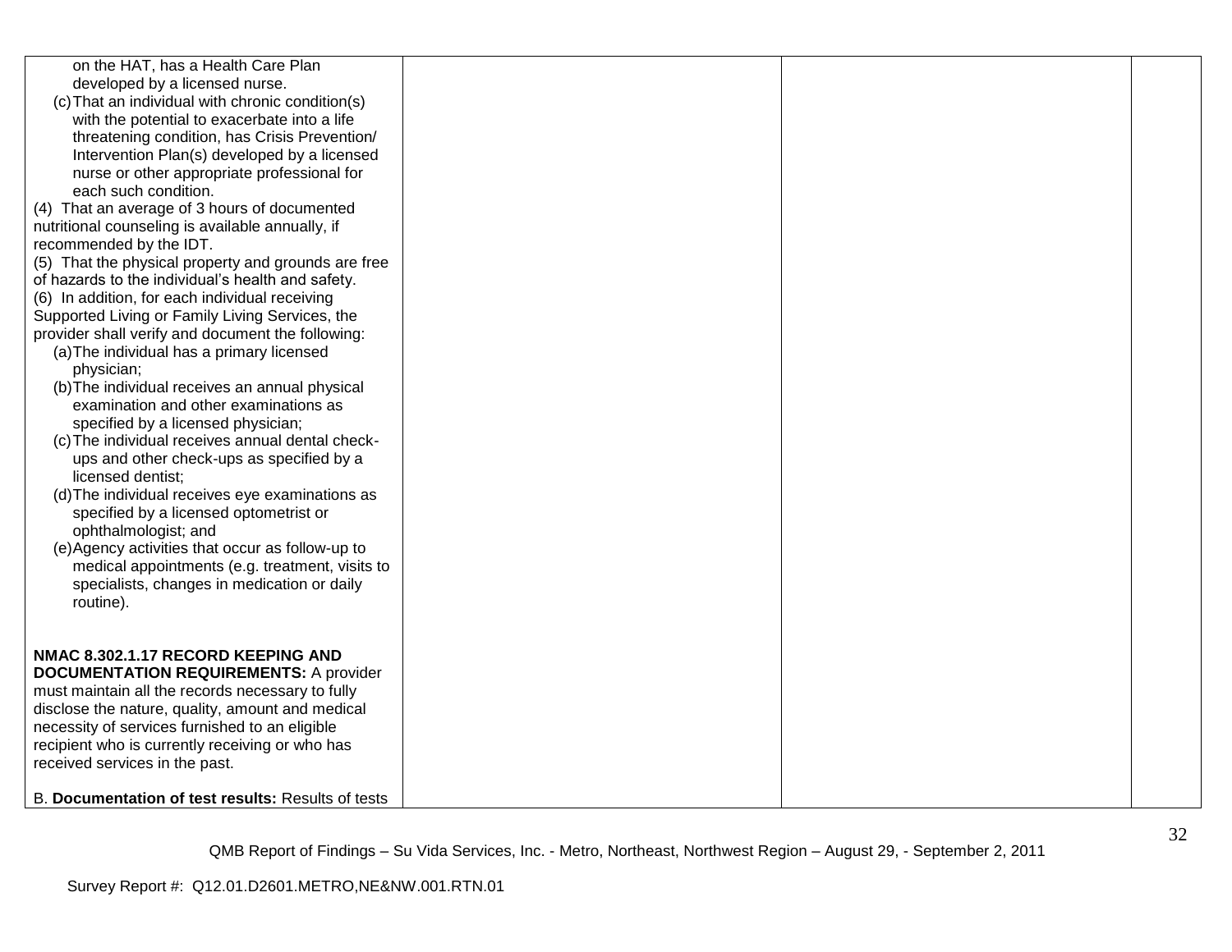| | | | |
|---|---|---|---|
| on the HAT, has a Health Care Plan developed by a licensed nurse.<br>(c) That an individual with chronic condition(s) with the potential to exacerbate into a life threatening condition, has Crisis Prevention/ Intervention Plan(s) developed by a licensed nurse or other appropriate professional for each such condition.<br>(4) That an average of 3 hours of documented nutritional counseling is available annually, if recommended by the IDT.<br>(5) That the physical property and grounds are free of hazards to the individual's health and safety.<br>(6) In addition, for each individual receiving Supported Living or Family Living Services, the provider shall verify and document the following:<br>(a) The individual has a primary licensed physician;<br>(b) The individual receives an annual physical examination and other examinations as specified by a licensed physician;<br>(c) The individual receives annual dental check-ups and other check-ups as specified by a licensed dentist;<br>(d) The individual receives eye examinations as specified by a licensed optometrist or ophthalmologist; and<br>(e) Agency activities that occur as follow-up to medical appointments (e.g. treatment, visits to specialists, changes in medication or daily routine).<br><br>**NMAC 8.302.1.17 RECORD KEEPING AND DOCUMENTATION REQUIREMENTS:** A provider must maintain all the records necessary to fully disclose the nature, quality, amount and medical necessity of services furnished to an eligible recipient who is currently receiving or who has received services in the past.<br><br>B. **Documentation of test results:** Results of tests | | | |

QMB Report of Findings – Su Vida Services, Inc. - Metro, Northeast, Northwest Region – August 29, - September 2, 2011

Survey Report #: Q12.01.D2601.METRO,NE&NW.001.RTN.01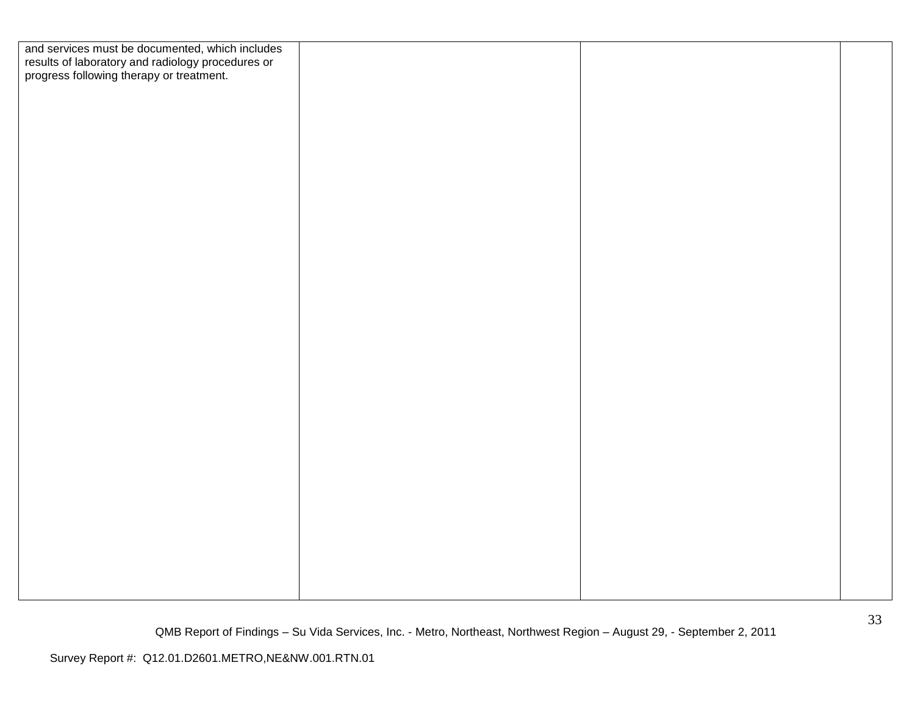| | | | |
|---|---|---|---|
| and services must be documented, which includes results of laboratory and radiology procedures or progress following therapy or treatment. | | | |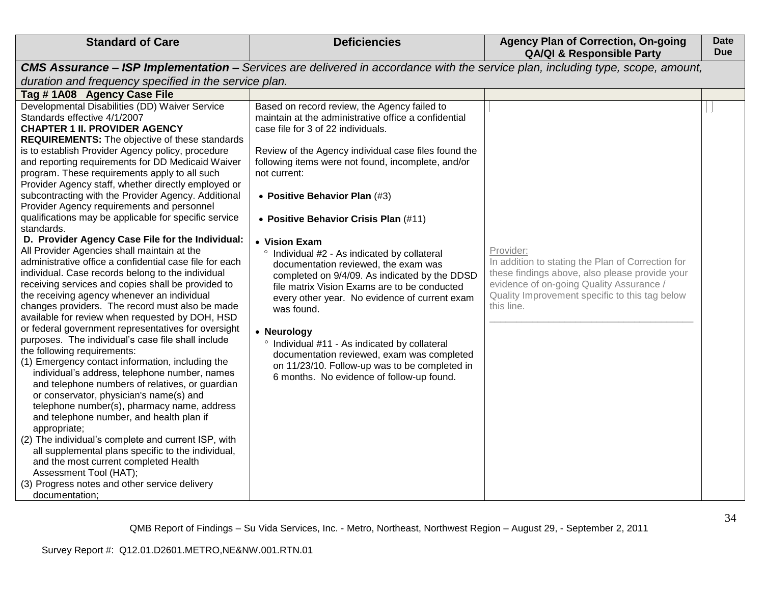| Standard of Care | Deficiencies | Agency Plan of Correction, On-going QA/QI & Responsible Party | Date Due |
|---|---|---|---|
| ***CMS Assurance – ISP Implementation –** Services are delivered in accordance with the service plan, including type, scope, amount, duration and frequency specified in the service plan.* | | | |
| **Tag # 1A08 Agency Case File** | | | |
| Developmental Disabilities (DD) Waiver Service Standards effective 4/1/2007<br>**CHAPTER 1 II. PROVIDER AGENCY REQUIREMENTS:** The objective of these standards is to establish Provider Agency policy, procedure and reporting requirements for DD Medicaid Waiver program. These requirements apply to all such Provider Agency staff, whether directly employed or subcontracting with the Provider Agency. Additional Provider Agency requirements and personnel qualifications may be applicable for specific service standards.<br>**D. Provider Agency Case File for the Individual:** All Provider Agencies shall maintain at the administrative office a confidential case file for each individual. Case records belong to the individual receiving services and copies shall be provided to the receiving agency whenever an individual changes providers. The record must also be made available for review when requested by DOH, HSD or federal government representatives for oversight purposes. The individual's case file shall include the following requirements:<br>(1) Emergency contact information, including the individual's address, telephone number, names and telephone numbers of relatives, or guardian or conservator, physician's name(s) and telephone number(s), pharmacy name, address and telephone number, and health plan if appropriate;<br>(2) The individual's complete and current ISP, with all supplemental plans specific to the individual, and the most current completed Health Assessment Tool (HAT);<br>(3) Progress notes and other service delivery documentation; | Based on record review, the Agency failed to maintain at the administrative office a confidential case file for 3 of 22 individuals.<br><br>Review of the Agency individual case files found the following items were not found, incomplete, and/or not current:<br><br>• **Positive Behavior Plan** (#3)<br><br>• **Positive Behavior Crisis Plan** (#11)<br><br>• **Vision Exam**<br>° Individual #2 - As indicated by collateral documentation reviewed, the exam was completed on 9/4/09. As indicated by the DDSD file matrix Vision Exams are to be conducted every other year. No evidence of current exam was found.<br><br>• **Neurology**<br>° Individual #11 - As indicated by collateral documentation reviewed, exam was completed on 11/23/10. Follow-up was to be completed in 6 months. No evidence of follow-up found. | Provider:<br>In addition to stating the Plan of Correction for these findings above, also please provide your evidence of on-going Quality Assurance / Quality Improvement specific to this tag below this line.<br>\_\_\_\_\_\_\_\_\_\_\_\_\_\_\_\_\_\_\_\_\_\_\_\_\_\_\_\_\_\_\_\_\_\_\_\_\_\_ | |

QMB Report of Findings – Su Vida Services, Inc. - Metro, Northeast, Northwest Region – August 29, - September 2, 2011

Survey Report #: Q12.01.D2601.METRO,NE&NW.001.RTN.01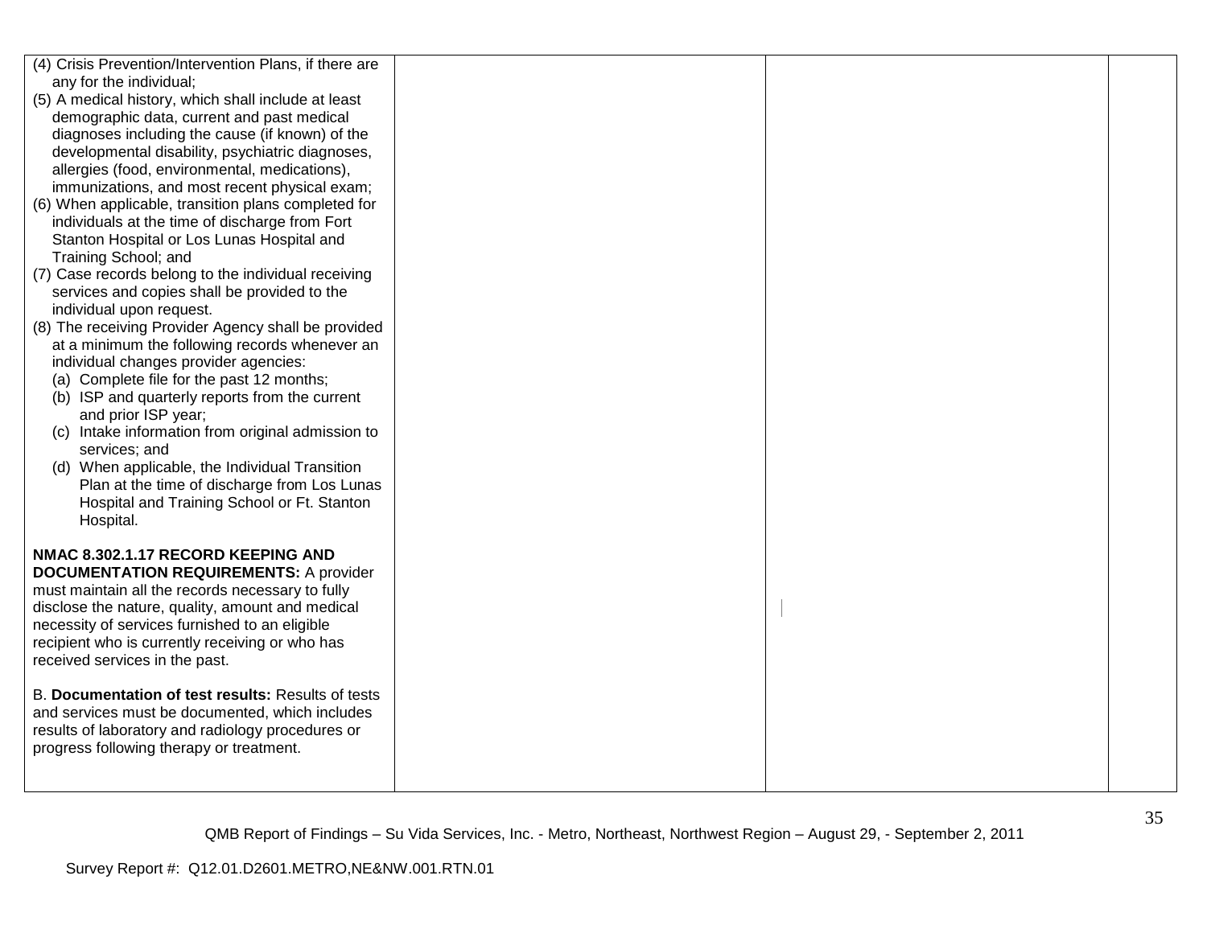| | | | |
|---|---|---|---|
| (4) Crisis Prevention/Intervention Plans, if there are any for the individual;<br>(5) A medical history, which shall include at least demographic data, current and past medical diagnoses including the cause (if known) of the developmental disability, psychiatric diagnoses, allergies (food, environmental, medications), immunizations, and most recent physical exam;<br>(6) When applicable, transition plans completed for individuals at the time of discharge from Fort Stanton Hospital or Los Lunas Hospital and Training School; and<br>(7) Case records belong to the individual receiving services and copies shall be provided to the individual upon request.<br>(8) The receiving Provider Agency shall be provided at a minimum the following records whenever an individual changes provider agencies:<br>(a) Complete file for the past 12 months;<br>(b) ISP and quarterly reports from the current and prior ISP year;<br>(c) Intake information from original admission to services; and<br>(d) When applicable, the Individual Transition Plan at the time of discharge from Los Lunas Hospital and Training School or Ft. Stanton Hospital.<br><br>**NMAC 8.302.1.17 RECORD KEEPING AND DOCUMENTATION REQUIREMENTS:** A provider must maintain all the records necessary to fully disclose the nature, quality, amount and medical necessity of services furnished to an eligible recipient who is currently receiving or who has received services in the past.<br><br>B. **Documentation of test results:** Results of tests and services must be documented, which includes results of laboratory and radiology procedures or progress following therapy or treatment. | | | |

QMB Report of Findings – Su Vida Services, Inc. - Metro, Northeast, Northwest Region – August 29, - September 2, 2011

Survey Report #: Q12.01.D2601.METRO,NE&NW.001.RTN.01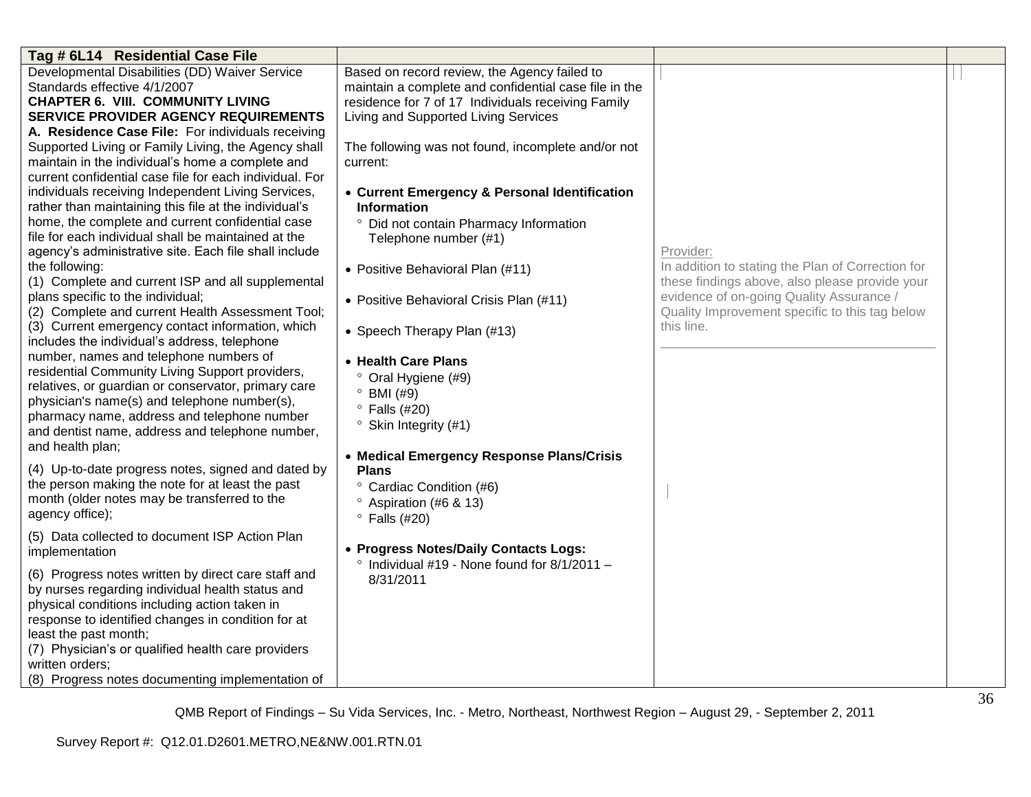| Tag # 6L14 Residential Case File | | | |
|---|---|---|---|
| Developmental Disabilities (DD) Waiver Service Standards effective 4/1/2007<br>**CHAPTER 6. VIII. COMMUNITY LIVING SERVICE PROVIDER AGENCY REQUIREMENTS**<br>**A. Residence Case File:** For individuals receiving Supported Living or Family Living, the Agency shall maintain in the individual's home a complete and current confidential case file for each individual. For individuals receiving Independent Living Services, rather than maintaining this file at the individual's home, the complete and current confidential case file for each individual shall be maintained at the agency's administrative site. Each file shall include the following:<br>(1) Complete and current ISP and all supplemental plans specific to the individual;<br>(2) Complete and current Health Assessment Tool;<br>(3) Current emergency contact information, which includes the individual's address, telephone number, names and telephone numbers of residential Community Living Support providers, relatives, or guardian or conservator, primary care physician's name(s) and telephone number(s), pharmacy name, address and telephone number and dentist name, address and telephone number, and health plan;<br>(4) Up-to-date progress notes, signed and dated by the person making the note for at least the past month (older notes may be transferred to the agency office);<br>(5) Data collected to document ISP Action Plan implementation<br>(6) Progress notes written by direct care staff and by nurses regarding individual health status and physical conditions including action taken in response to identified changes in condition for at least the past month;<br>(7) Physician's or qualified health care providers written orders;<br>(8) Progress notes documenting implementation of | Based on record review, the Agency failed to maintain a complete and confidential case file in the residence for 7 of 17 Individuals receiving Family Living and Supported Living Services<br><br>The following was not found, incomplete and/or not current:<br><br>• **Current Emergency & Personal Identification Information**<br>° Did not contain Pharmacy Information Telephone number (#1)<br><br>• Positive Behavioral Plan (#11)<br><br>• Positive Behavioral Crisis Plan (#11)<br><br>• Speech Therapy Plan (#13)<br><br>• **Health Care Plans**<br>° Oral Hygiene (#9)<br>° BMI (#9)<br>° Falls (#20)<br>° Skin Integrity (#1)<br><br>• **Medical Emergency Response Plans/Crisis Plans**<br>° Cardiac Condition (#6)<br>° Aspiration (#6 & 13)<br>° Falls (#20)<br><br>• **Progress Notes/Daily Contacts Logs:**<br>° Individual #19 - None found for 8/1/2011 – 8/31/2011 | Provider:<br>In addition to stating the Plan of Correction for these findings above, also please provide your evidence of on-going Quality Assurance / Quality Improvement specific to this tag below this line.<br>\_\_\_\_\_\_\_\_\_\_\_\_\_\_\_\_\_\_\_\_\_\_\_\_\_\_\_\_\_\_\_\_\_\_\_\_\_\_\_\_ | |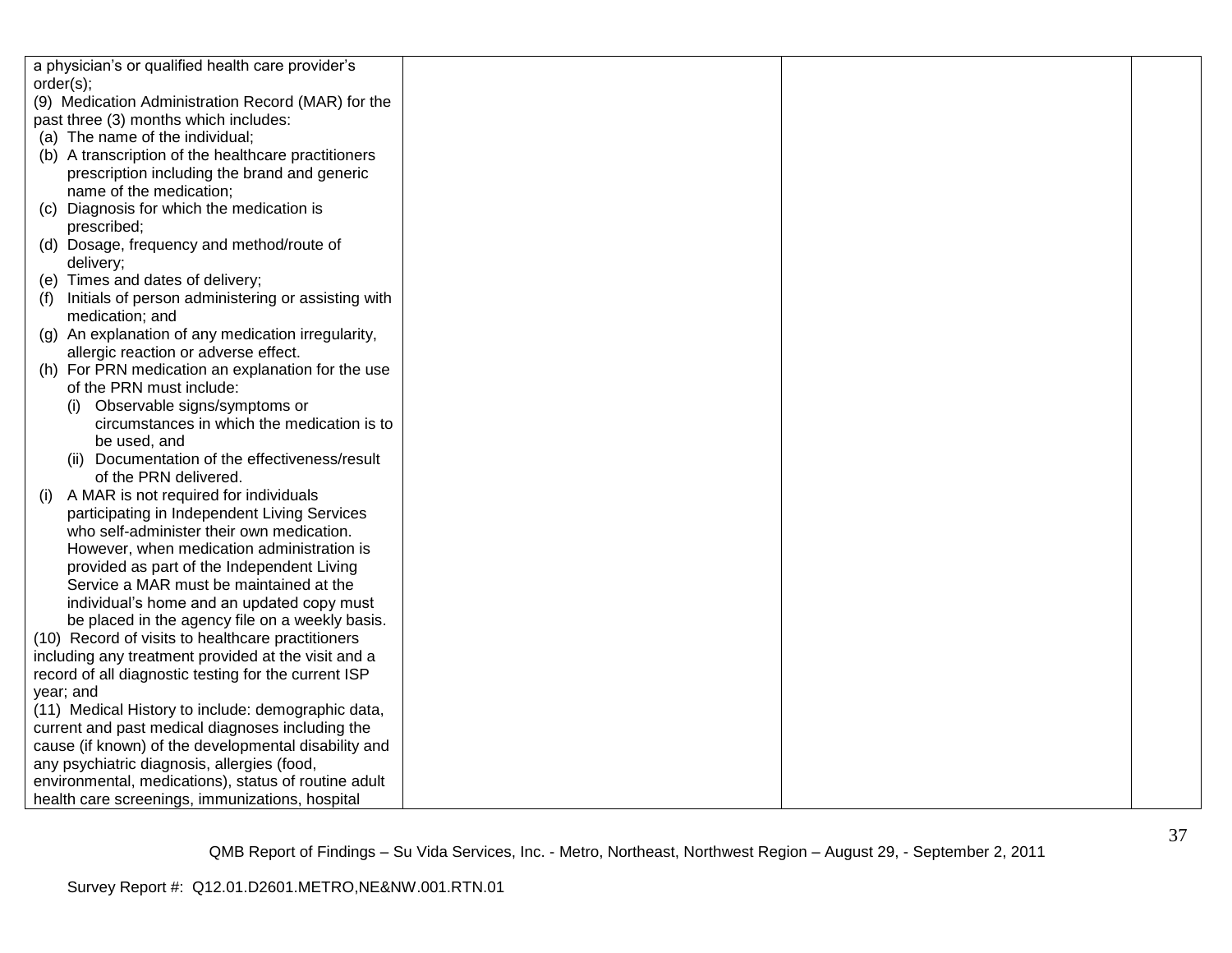| | | | |
|---|---|---|---|
| a physician's or qualified health care provider's order(s);<br>(9) Medication Administration Record (MAR) for the past three (3) months which includes:<br>(a) The name of the individual;<br>(b) A transcription of the healthcare practitioners prescription including the brand and generic name of the medication;<br>(c) Diagnosis for which the medication is prescribed;<br>(d) Dosage, frequency and method/route of delivery;<br>(e) Times and dates of delivery;<br>(f) Initials of person administering or assisting with medication; and<br>(g) An explanation of any medication irregularity, allergic reaction or adverse effect.<br>(h) For PRN medication an explanation for the use of the PRN must include:<br>(i) Observable signs/symptoms or circumstances in which the medication is to be used, and<br>(ii) Documentation of the effectiveness/result of the PRN delivered.<br>(i) A MAR is not required for individuals participating in Independent Living Services who self-administer their own medication. However, when medication administration is provided as part of the Independent Living Service a MAR must be maintained at the individual's home and an updated copy must be placed in the agency file on a weekly basis.<br>(10) Record of visits to healthcare practitioners including any treatment provided at the visit and a record of all diagnostic testing for the current ISP year; and<br>(11) Medical History to include: demographic data, current and past medical diagnoses including the cause (if known) of the developmental disability and any psychiatric diagnosis, allergies (food, environmental, medications), status of routine adult health care screenings, immunizations, hospital | | | |

QMB Report of Findings – Su Vida Services, Inc. - Metro, Northeast, Northwest Region – August 29, - September 2, 2011

Survey Report #: Q12.01.D2601.METRO,NE&NW.001.RTN.01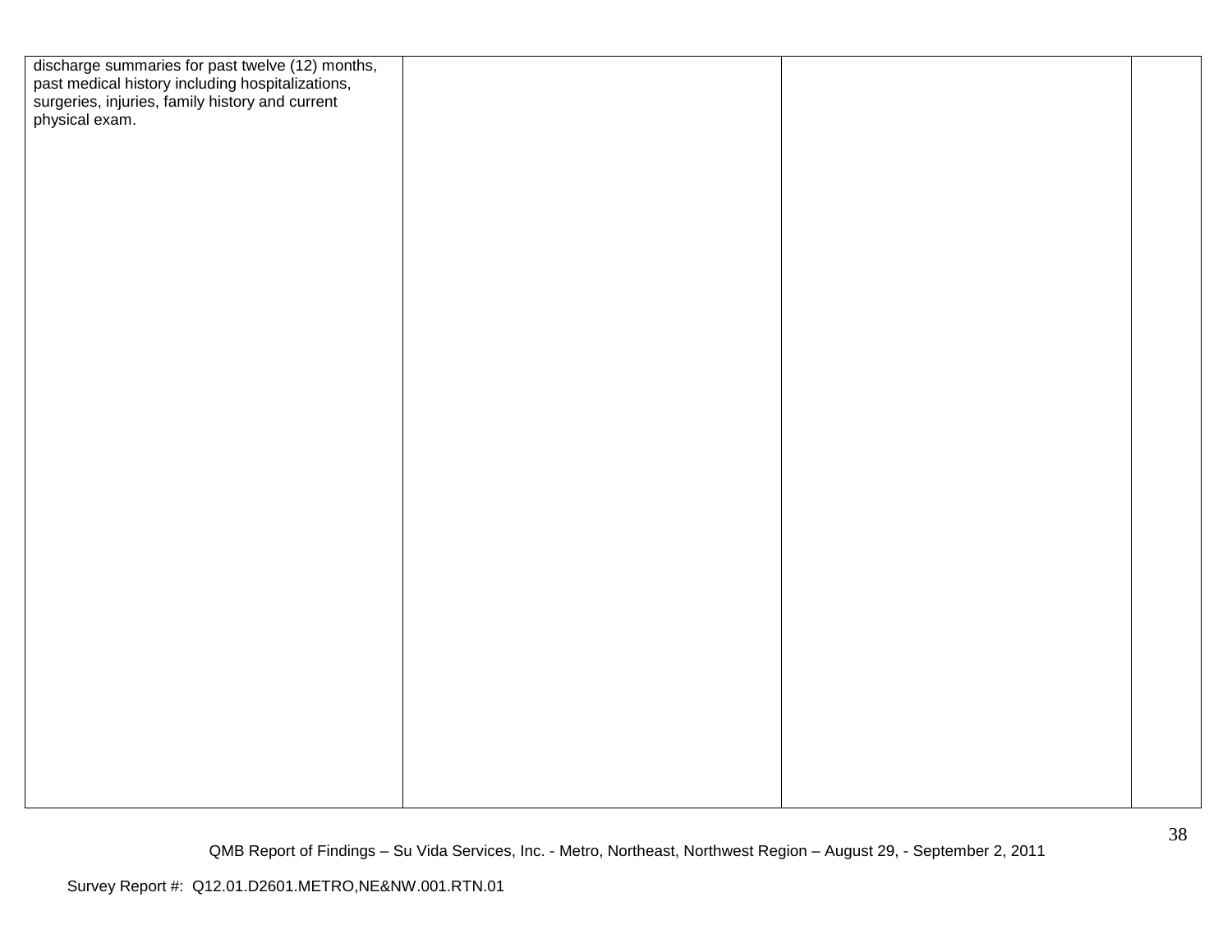| | | | |
|---|---|---|---|
| discharge summaries for past twelve (12) months, past medical history including hospitalizations, surgeries, injuries, family history and current physical exam. | | | |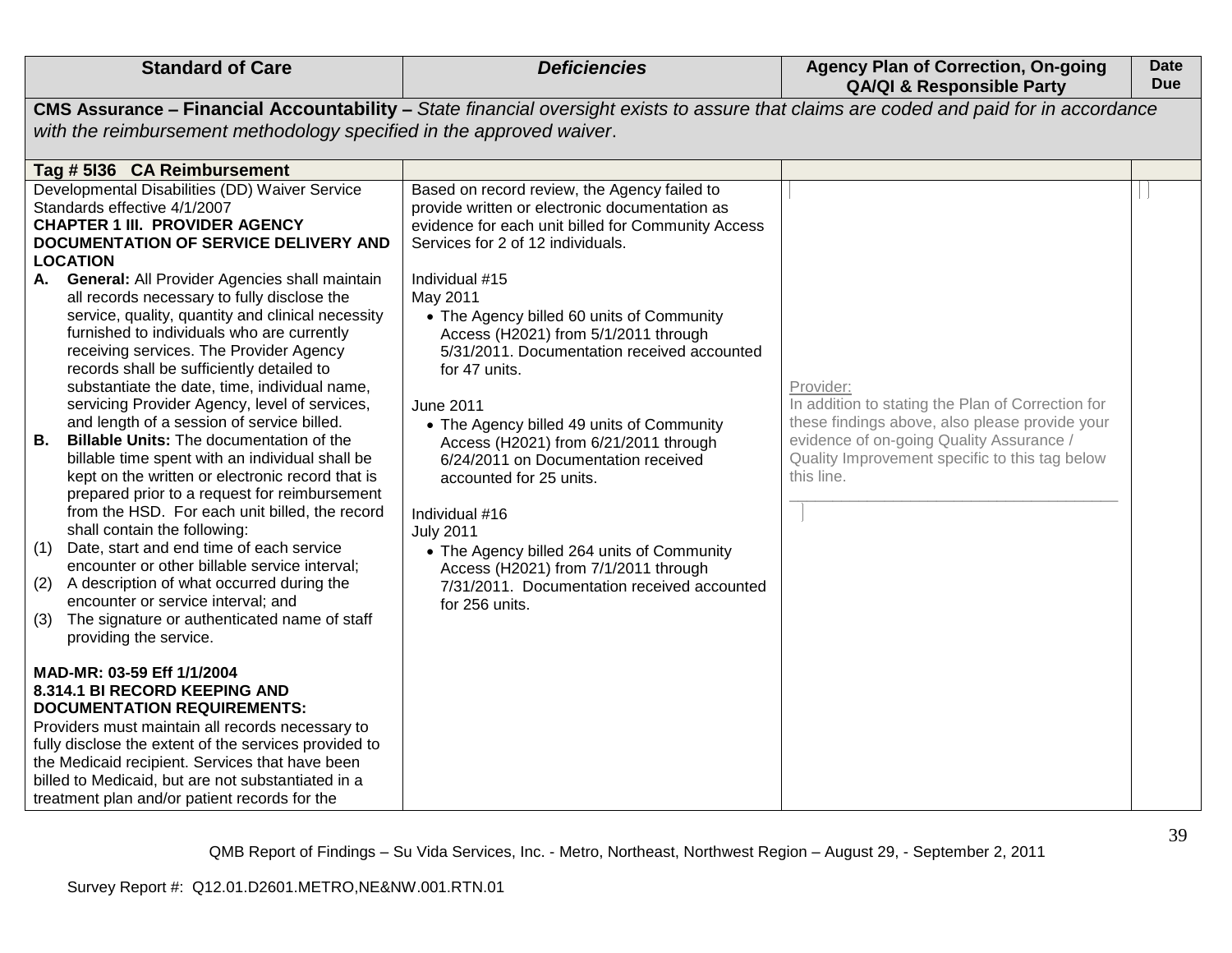| Standard of Care | *Deficiencies* | Agency Plan of Correction, On-going QA/QI & Responsible Party | Date Due |
|---|---|---|---|
| **CMS Assurance – Financial Accountability –** *State financial oversight exists to assure that claims are coded and paid for in accordance with the reimbursement methodology specified in the approved waiver*. | | | |
| **Tag # 5I36 CA Reimbursement** | | | |
| Developmental Disabilities (DD) Waiver Service Standards effective 4/1/2007<br>**CHAPTER 1 III. PROVIDER AGENCY DOCUMENTATION OF SERVICE DELIVERY AND LOCATION**<br>**A. General:** All Provider Agencies shall maintain all records necessary to fully disclose the service, quality, quantity and clinical necessity furnished to individuals who are currently receiving services. The Provider Agency records shall be sufficiently detailed to substantiate the date, time, individual name, servicing Provider Agency, level of services, and length of a session of service billed.<br>**B. Billable Units:** The documentation of the billable time spent with an individual shall be kept on the written or electronic record that is prepared prior to a request for reimbursement from the HSD. For each unit billed, the record shall contain the following:<br>(1) Date, start and end time of each service encounter or other billable service interval;<br>(2) A description of what occurred during the encounter or service interval; and<br>(3) The signature or authenticated name of staff providing the service.<br><br>**MAD-MR: 03-59 Eff 1/1/2004**<br>**8.314.1 BI RECORD KEEPING AND DOCUMENTATION REQUIREMENTS:**<br>Providers must maintain all records necessary to fully disclose the extent of the services provided to the Medicaid recipient. Services that have been billed to Medicaid, but are not substantiated in a treatment plan and/or patient records for the | Based on record review, the Agency failed to provide written or electronic documentation as evidence for each unit billed for Community Access Services for 2 of 12 individuals.<br><br>Individual #15<br>May 2011<br>• The Agency billed 60 units of Community Access (H2021) from 5/1/2011 through 5/31/2011. Documentation received accounted for 47 units.<br><br>June 2011<br>• The Agency billed 49 units of Community Access (H2021) from 6/21/2011 through 6/24/2011 on Documentation received accounted for 25 units.<br><br>Individual #16<br>July 2011<br>• The Agency billed 264 units of Community Access (H2021) from 7/1/2011 through 7/31/2011. Documentation received accounted for 256 units. | Provider:<br>In addition to stating the Plan of Correction for these findings above, also please provide your evidence of on-going Quality Assurance / Quality Improvement specific to this tag below this line.<br>______________________________________ | |

QMB Report of Findings – Su Vida Services, Inc. - Metro, Northeast, Northwest Region – August 29, - September 2, 2011

Survey Report #: Q12.01.D2601.METRO,NE&NW.001.RTN.01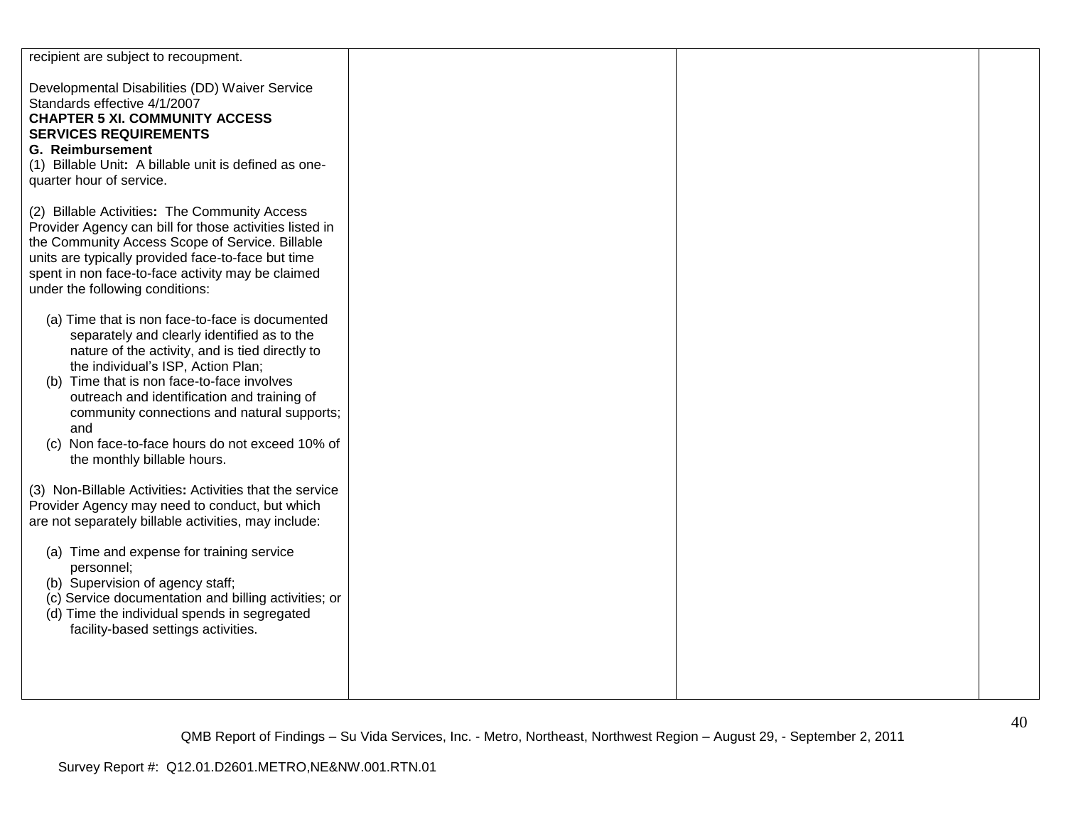| | | | |
|---|---|---|---|
| recipient are subject to recoupment.<br><br>Developmental Disabilities (DD) Waiver Service Standards effective 4/1/2007<br>**CHAPTER 5 XI. COMMUNITY ACCESS SERVICES REQUIREMENTS**<br>**G. Reimbursement**<br>(1) Billable Unit**:** A billable unit is defined as one-quarter hour of service.<br><br>(2) Billable Activities**:** The Community Access Provider Agency can bill for those activities listed in the Community Access Scope of Service. Billable units are typically provided face-to-face but time spent in non face-to-face activity may be claimed under the following conditions:<br><br>(a) Time that is non face-to-face is documented separately and clearly identified as to the nature of the activity, and is tied directly to the individual's ISP, Action Plan;<br>(b) Time that is non face-to-face involves outreach and identification and training of community connections and natural supports; and<br>(c) Non face-to-face hours do not exceed 10% of the monthly billable hours.<br><br>(3) Non-Billable Activities**:** Activities that the service Provider Agency may need to conduct, but which are not separately billable activities, may include:<br><br>(a) Time and expense for training service personnel;<br>(b) Supervision of agency staff;<br>(c) Service documentation and billing activities; or<br>(d) Time the individual spends in segregated facility-based settings activities. | | | |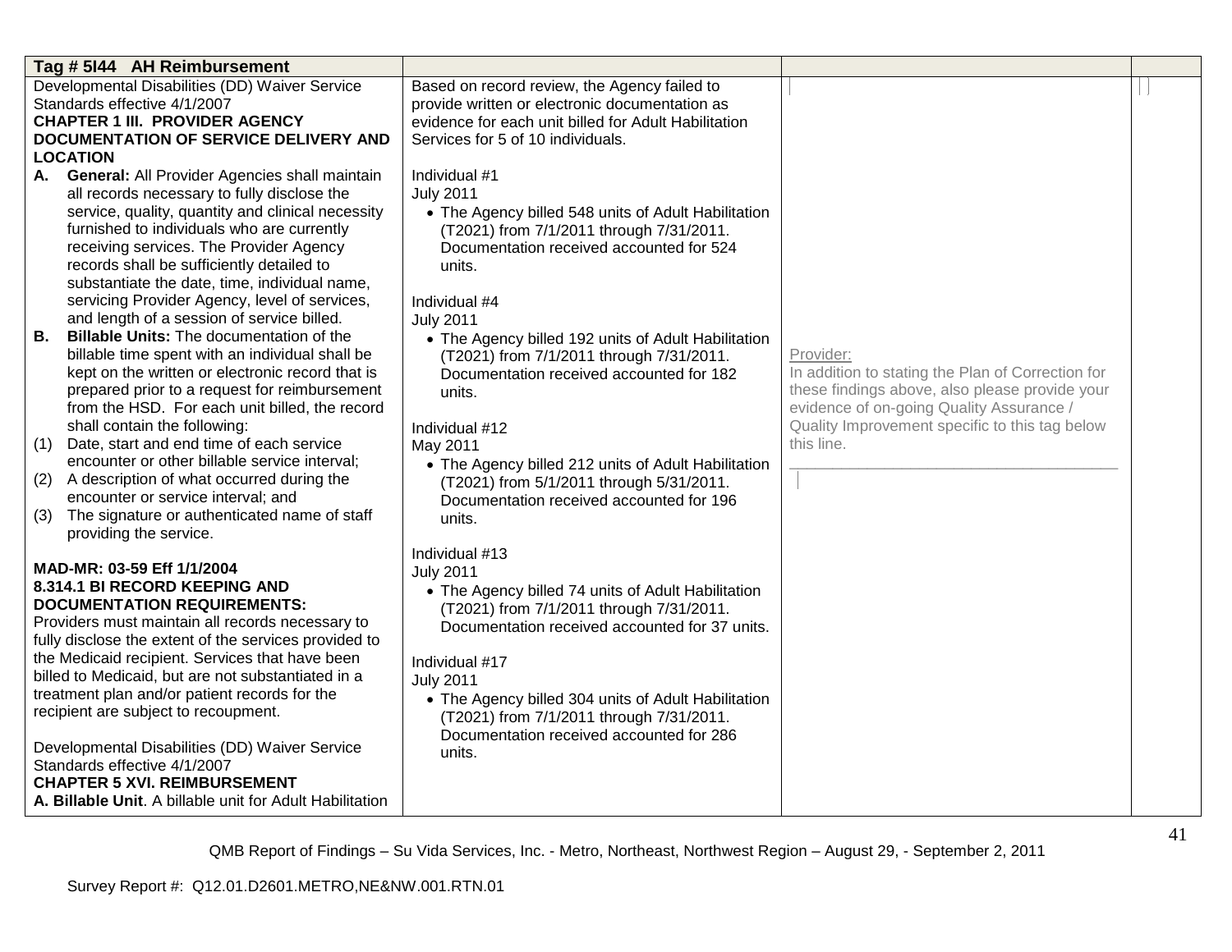| Tag # 5I44 AH Reimbursement | | | |
|---|---|---|---|
| Developmental Disabilities (DD) Waiver Service Standards effective 4/1/2007<br>**CHAPTER 1 III. PROVIDER AGENCY DOCUMENTATION OF SERVICE DELIVERY AND LOCATION**<br>**A. General:** All Provider Agencies shall maintain all records necessary to fully disclose the service, quality, quantity and clinical necessity furnished to individuals who are currently receiving services. The Provider Agency records shall be sufficiently detailed to substantiate the date, time, individual name, servicing Provider Agency, level of services, and length of a session of service billed.<br>**B. Billable Units:** The documentation of the billable time spent with an individual shall be kept on the written or electronic record that is prepared prior to a request for reimbursement from the HSD. For each unit billed, the record shall contain the following:<br>(1) Date, start and end time of each service encounter or other billable service interval;<br>(2) A description of what occurred during the encounter or service interval; and<br>(3) The signature or authenticated name of staff providing the service.<br><br>**MAD-MR: 03-59 Eff 1/1/2004**<br>**8.314.1 BI RECORD KEEPING AND DOCUMENTATION REQUIREMENTS:**<br>Providers must maintain all records necessary to fully disclose the extent of the services provided to the Medicaid recipient. Services that have been billed to Medicaid, but are not substantiated in a treatment plan and/or patient records for the recipient are subject to recoupment.<br><br>Developmental Disabilities (DD) Waiver Service Standards effective 4/1/2007<br>**CHAPTER 5 XVI. REIMBURSEMENT**<br>**A. Billable Unit**. A billable unit for Adult Habilitation | Based on record review, the Agency failed to provide written or electronic documentation as evidence for each unit billed for Adult Habilitation Services for 5 of 10 individuals.<br><br>Individual #1<br>July 2011<br>• The Agency billed 548 units of Adult Habilitation (T2021) from 7/1/2011 through 7/31/2011. Documentation received accounted for 524 units.<br><br>Individual #4<br>July 2011<br>• The Agency billed 192 units of Adult Habilitation (T2021) from 7/1/2011 through 7/31/2011. Documentation received accounted for 182 units.<br><br>Individual #12<br>May 2011<br>• The Agency billed 212 units of Adult Habilitation (T2021) from 5/1/2011 through 5/31/2011. Documentation received accounted for 196 units.<br><br>Individual #13<br>July 2011<br>• The Agency billed 74 units of Adult Habilitation (T2021) from 7/1/2011 through 7/31/2011. Documentation received accounted for 37 units.<br><br>Individual #17<br>July 2011<br>• The Agency billed 304 units of Adult Habilitation (T2021) from 7/1/2011 through 7/31/2011. Documentation received accounted for 286 units. | Provider:<br>In addition to stating the Plan of Correction for these findings above, also please provide your evidence of on-going Quality Assurance / Quality Improvement specific to this tag below this line.<br>______________________________________ | |

QMB Report of Findings – Su Vida Services, Inc. - Metro, Northeast, Northwest Region – August 29, - September 2, 2011

Survey Report #: Q12.01.D2601.METRO,NE&NW.001.RTN.01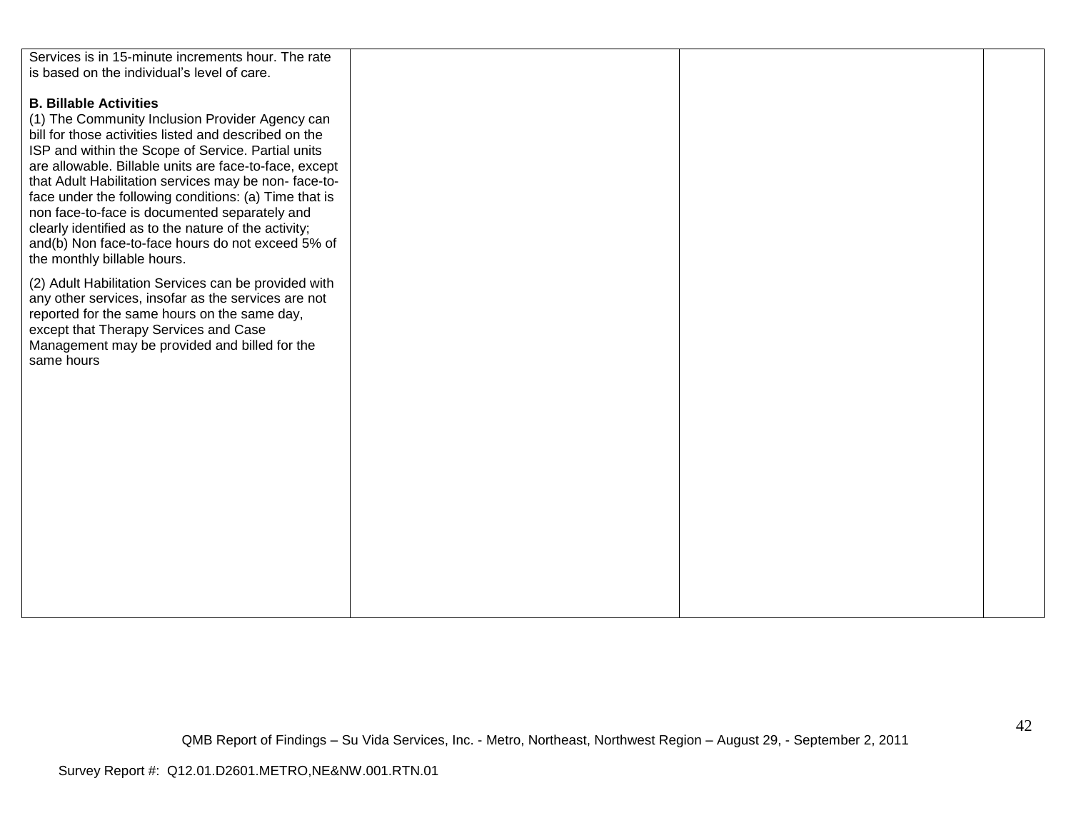| | | | |
|---|---|---|---|
| Services is in 15-minute increments hour. The rate is based on the individual's level of care.<br><br>**B. Billable Activities**<br>(1) The Community Inclusion Provider Agency can bill for those activities listed and described on the ISP and within the Scope of Service. Partial units are allowable. Billable units are face-to-face, except that Adult Habilitation services may be non- face-to-face under the following conditions: (a) Time that is non face-to-face is documented separately and clearly identified as to the nature of the activity; and(b) Non face-to-face hours do not exceed 5% of the monthly billable hours.<br><br>(2) Adult Habilitation Services can be provided with any other services, insofar as the services are not reported for the same hours on the same day, except that Therapy Services and Case Management may be provided and billed for the same hours | | | |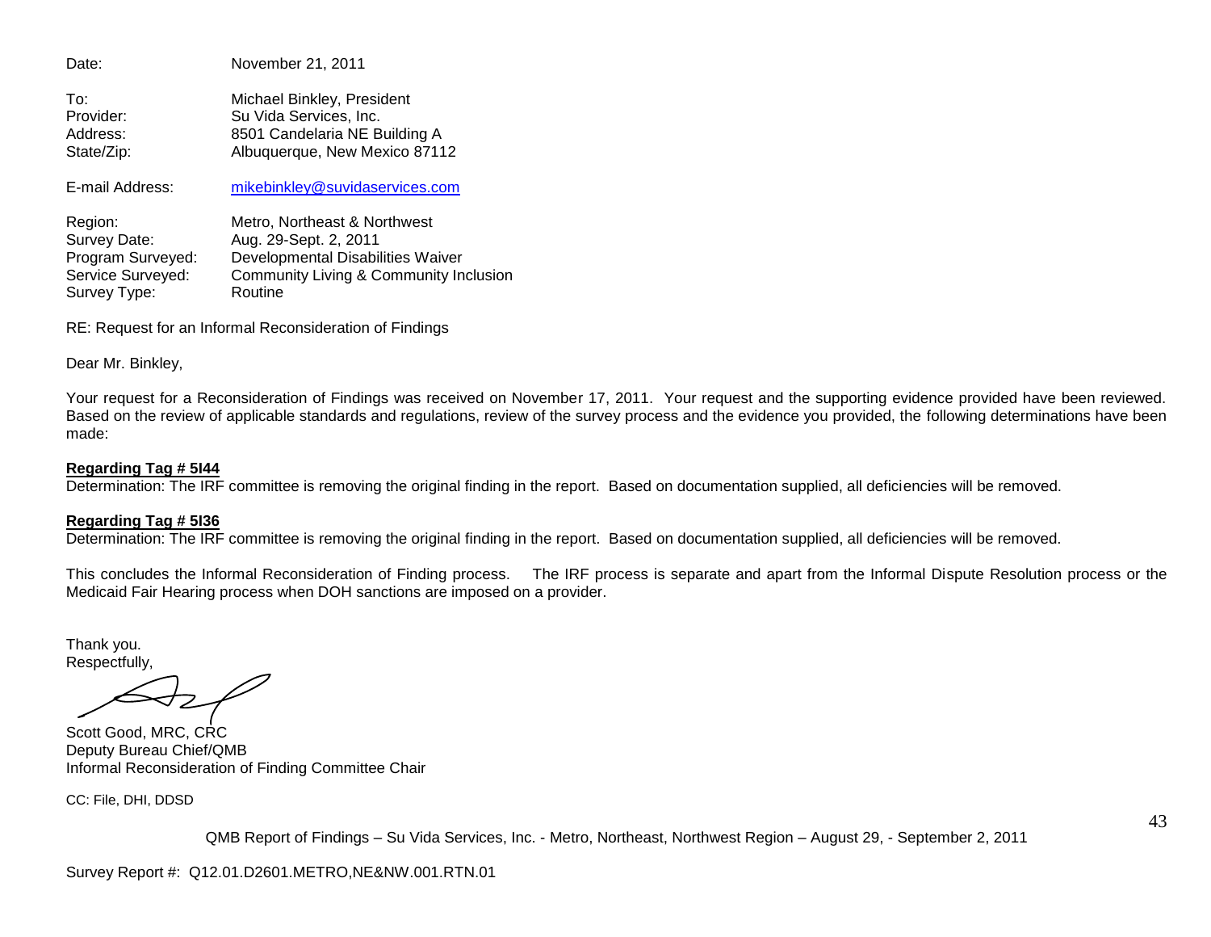Date: November 21, 2011

To: Michael Binkley, President
Provider: Su Vida Services, Inc.
Address: 8501 Candelaria NE Building A
State/Zip: Albuquerque, New Mexico 87112

E-mail Address: mikebinkley@suvidaservices.com

Region: Metro, Northeast & Northwest
Survey Date: Aug. 29-Sept. 2, 2011
Program Surveyed: Developmental Disabilities Waiver
Service Surveyed: Community Living & Community Inclusion
Survey Type: Routine

RE: Request for an Informal Reconsideration of Findings

Dear Mr. Binkley,

Your request for a Reconsideration of Findings was received on November 17, 2011. Your request and the supporting evidence provided have been reviewed. Based on the review of applicable standards and regulations, review of the survey process and the evidence you provided, the following determinations have been made:

**Regarding Tag # 5I44**
Determination: The IRF committee is removing the original finding in the report. Based on documentation supplied, all deficiencies will be removed.

**Regarding Tag # 5I36**
Determination: The IRF committee is removing the original finding in the report. Based on documentation supplied, all deficiencies will be removed.

This concludes the Informal Reconsideration of Finding process. The IRF process is separate and apart from the Informal Dispute Resolution process or the Medicaid Fair Hearing process when DOH sanctions are imposed on a provider.

Thank you.
Respectfully,

Scott Good, MRC, CRC
Deputy Bureau Chief/QMB
Informal Reconsideration of Finding Committee Chair

CC: File, DHI, DDSD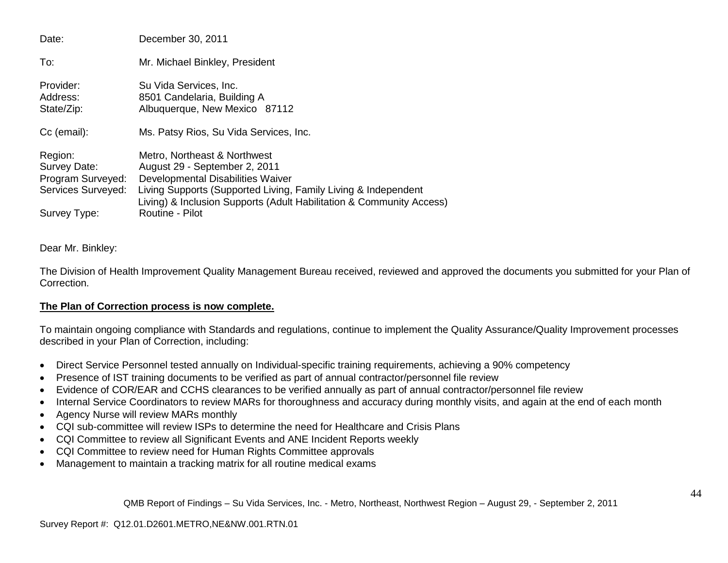Date: December 30, 2011

To: Mr. Michael Binkley, President

Provider: Su Vida Services, Inc.
Address: 8501 Candelaria, Building A
State/Zip: Albuquerque, New Mexico 87112

Cc (email): Ms. Patsy Rios, Su Vida Services, Inc.

Region: Metro, Northeast & Northwest
Survey Date: August 29 - September 2, 2011
Program Surveyed: Developmental Disabilities Waiver
Services Surveyed: Living Supports (Supported Living, Family Living & Independent Living) & Inclusion Supports (Adult Habilitation & Community Access)
Survey Type: Routine - Pilot

Dear Mr. Binkley:

The Division of Health Improvement Quality Management Bureau received, reviewed and approved the documents you submitted for your Plan of Correction.

**The Plan of Correction process is now complete.**

To maintain ongoing compliance with Standards and regulations, continue to implement the Quality Assurance/Quality Improvement processes described in your Plan of Correction, including:

- Direct Service Personnel tested annually on Individual-specific training requirements, achieving a 90% competency
- Presence of IST training documents to be verified as part of annual contractor/personnel file review
- Evidence of COR/EAR and CCHS clearances to be verified annually as part of annual contractor/personnel file review
- Internal Service Coordinators to review MARs for thoroughness and accuracy during monthly visits, and again at the end of each month
- Agency Nurse will review MARs monthly
- CQI sub-committee will review ISPs to determine the need for Healthcare and Crisis Plans
- CQI Committee to review all Significant Events and ANE Incident Reports weekly
- CQI Committee to review need for Human Rights Committee approvals
- Management to maintain a tracking matrix for all routine medical exams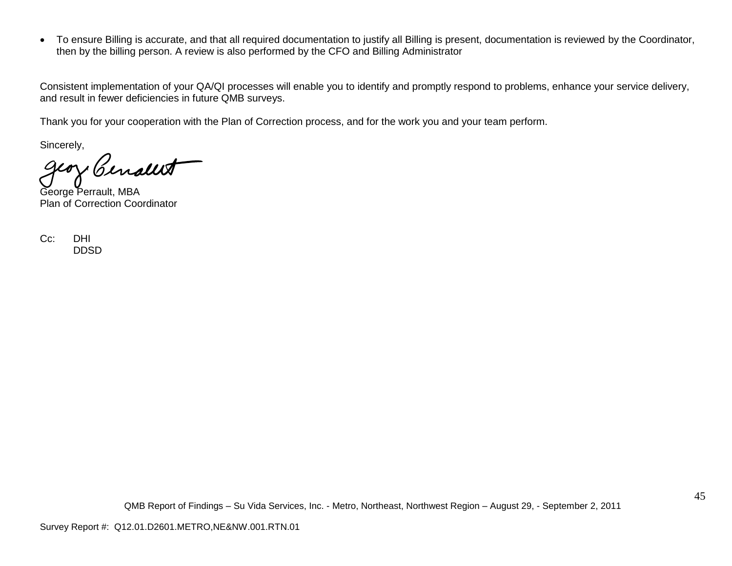- To ensure Billing is accurate, and that all required documentation to justify all Billing is present, documentation is reviewed by the Coordinator, then by the billing person. A review is also performed by the CFO and Billing Administrator

Consistent implementation of your QA/QI processes will enable you to identify and promptly respond to problems, enhance your service delivery, and result in fewer deficiencies in future QMB surveys.

Thank you for your cooperation with the Plan of Correction process, and for the work you and your team perform.

Sincerely,

George Perrault, MBA
Plan of Correction Coordinator

Cc: DHI
DDSD